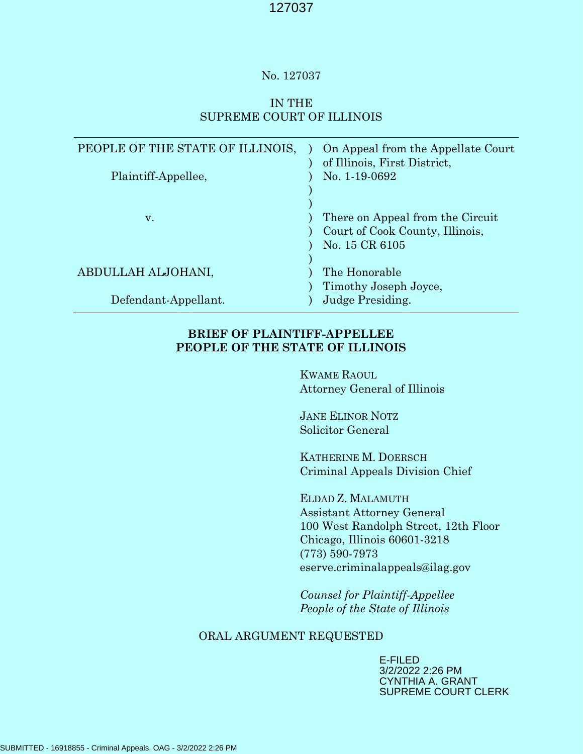No. 127037

IN THE
SUPREME COURT OF ILLINOIS

| | | |
|---|---|---|
| PEOPLE OF THE STATE OF ILLINOIS, | ) | On Appeal from the Appellate Court of Illinois, First District, |
| Plaintiff-Appellee, | ) | No. 1-19-0692 |
| | ) | |
| v. | ) | There on Appeal from the Circuit Court of Cook County, Illinois, No. 15 CR 6105 |
| | ) | |
| ABDULLAH ALJOHANI, | ) | The Honorable Timothy Joseph Joyce, |
| Defendant-Appellant. | ) | Judge Presiding. |

**BRIEF OF PLAINTIFF-APPELLEE**
**PEOPLE OF THE STATE OF ILLINOIS**

KWAME RAOUL
Attorney General of Illinois

JANE ELINOR NOTZ
Solicitor General

KATHERINE M. DOERSCH
Criminal Appeals Division Chief

ELDAD Z. MALAMUTH
Assistant Attorney General
100 West Randolph Street, 12th Floor
Chicago, Illinois 60601-3218
(773) 590-7973
eserve.criminalappeals@ilag.gov

*Counsel for Plaintiff-Appellee*
*People of the State of Illinois*

ORAL ARGUMENT REQUESTED

E-FILED
3/2/2022 2:26 PM
CYNTHIA A. GRANT
SUPREME COURT CLERK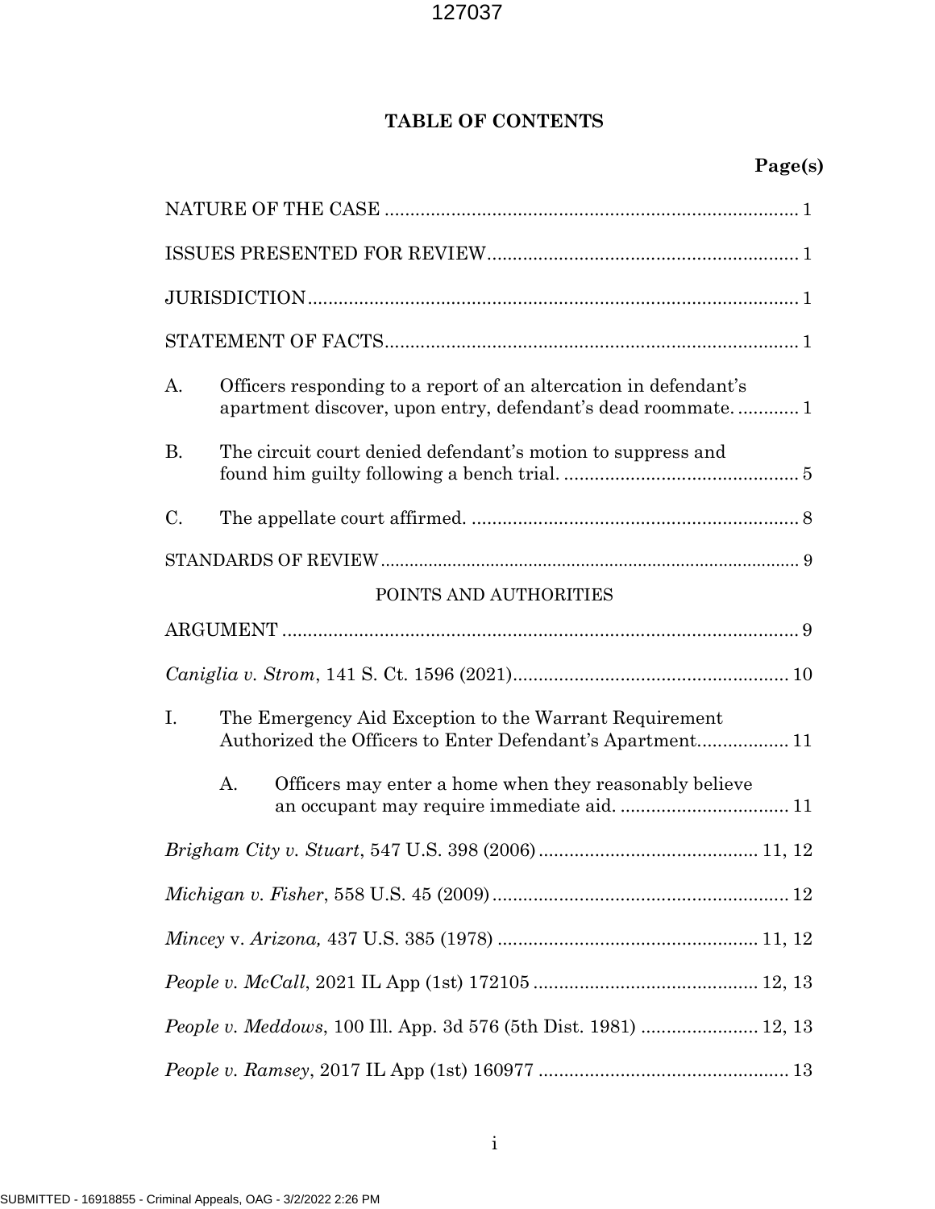# TABLE OF CONTENTS

**Page(s)**

NATURE OF THE CASE .................................................................................. 1

ISSUES PRESENTED FOR REVIEW............................................................. 1

JURISDICTION................................................................................................ 1

STATEMENT OF FACTS................................................................................. 1

A. Officers responding to a report of an altercation in defendant's apartment discover, upon entry, defendant's dead roommate. ............ 1

B. The circuit court denied defendant's motion to suppress and found him guilty following a bench trial. .............................................. 5

C. The appellate court affirmed. ................................................................ 8

STANDARDS OF REVIEW............................................................................. 9

POINTS AND AUTHORITIES

ARGUMENT ...................................................................................................... 9

*Caniglia v. Strom*, 141 S. Ct. 1596 (2021)...................................................... 10

I. The Emergency Aid Exception to the Warrant Requirement Authorized the Officers to Enter Defendant's Apartment.................. 11

  A. Officers may enter a home when they reasonably believe an occupant may require immediate aid. ................................. 11

*Brigham City v. Stuart*, 547 U.S. 398 (2006)........................................... 11, 12

*Michigan v. Fisher*, 558 U.S. 45 (2009).......................................................... 12

*Mincey* v. *Arizona,* 437 U.S. 385 (1978) .................................................. 11, 12

*People v. McCall*, 2021 IL App (1st) 172105 ............................................ 12, 13

*People v. Meddows*, 100 Ill. App. 3d 576 (5th Dist. 1981) ....................... 12, 13

*People v. Ramsey*, 2017 IL App (1st) 160977 ................................................. 13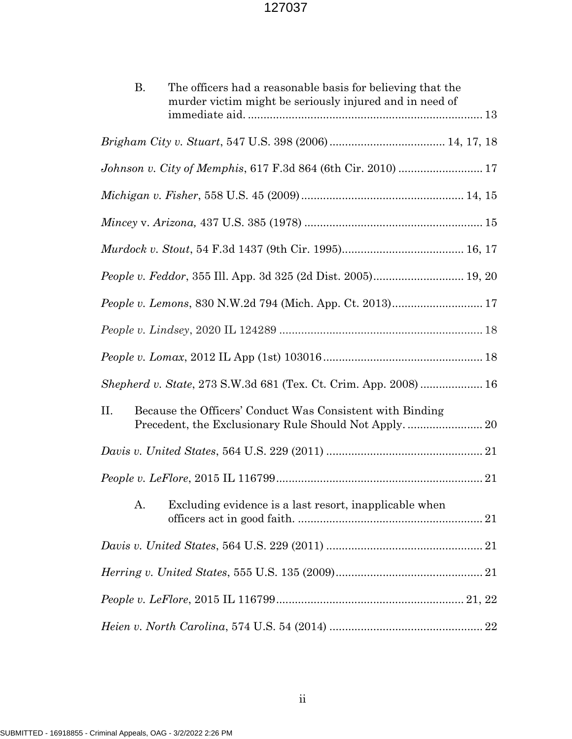B. The officers had a reasonable basis for believing that the murder victim might be seriously injured and in need of immediate aid. ........................................................................... 13

*Brigham City v. Stuart*, 547 U.S. 398 (2006) .................................... 14, 17, 18

*Johnson v. City of Memphis*, 617 F.3d 864 (6th Cir. 2010) .......................... 17

*Michigan v. Fisher*, 558 U.S. 45 (2009) .................................................. 14, 15

*Mincey* v. *Arizona,* 437 U.S. 385 (1978) ........................................................ 15

*Murdock v. Stout*, 54 F.3d 1437 (9th Cir. 1995)...................................... 16, 17

*People v. Feddor*, 355 Ill. App. 3d 325 (2d Dist. 2005)............................ 19, 20

*People v. Lemons*, 830 N.W.2d 794 (Mich. App. Ct. 2013)............................ 17

*People v. Lindsey*, 2020 IL 124289 ................................................................ 18

*People v. Lomax*, 2012 IL App (1st) 103016 .................................................. 18

*Shepherd v. State*, 273 S.W.3d 681 (Tex. Ct. Crim. App. 2008) .................... 16

II. Because the Officers' Conduct Was Consistent with Binding Precedent, the Exclusionary Rule Should Not Apply. ........................ 20

*Davis v. United States*, 564 U.S. 229 (2011) ................................................. 21

*People v. LeFlore*, 2015 IL 116799................................................................. 21

A. Excluding evidence is a last resort, inapplicable when officers act in good faith. ........................................................... 21

*Davis v. United States*, 564 U.S. 229 (2011) ................................................. 21

*Herring v. United States*, 555 U.S. 135 (2009)............................................... 21

*People v. LeFlore*, 2015 IL 116799............................................................ 21, 22

*Heien v. North Carolina*, 574 U.S. 54 (2014) ................................................. 22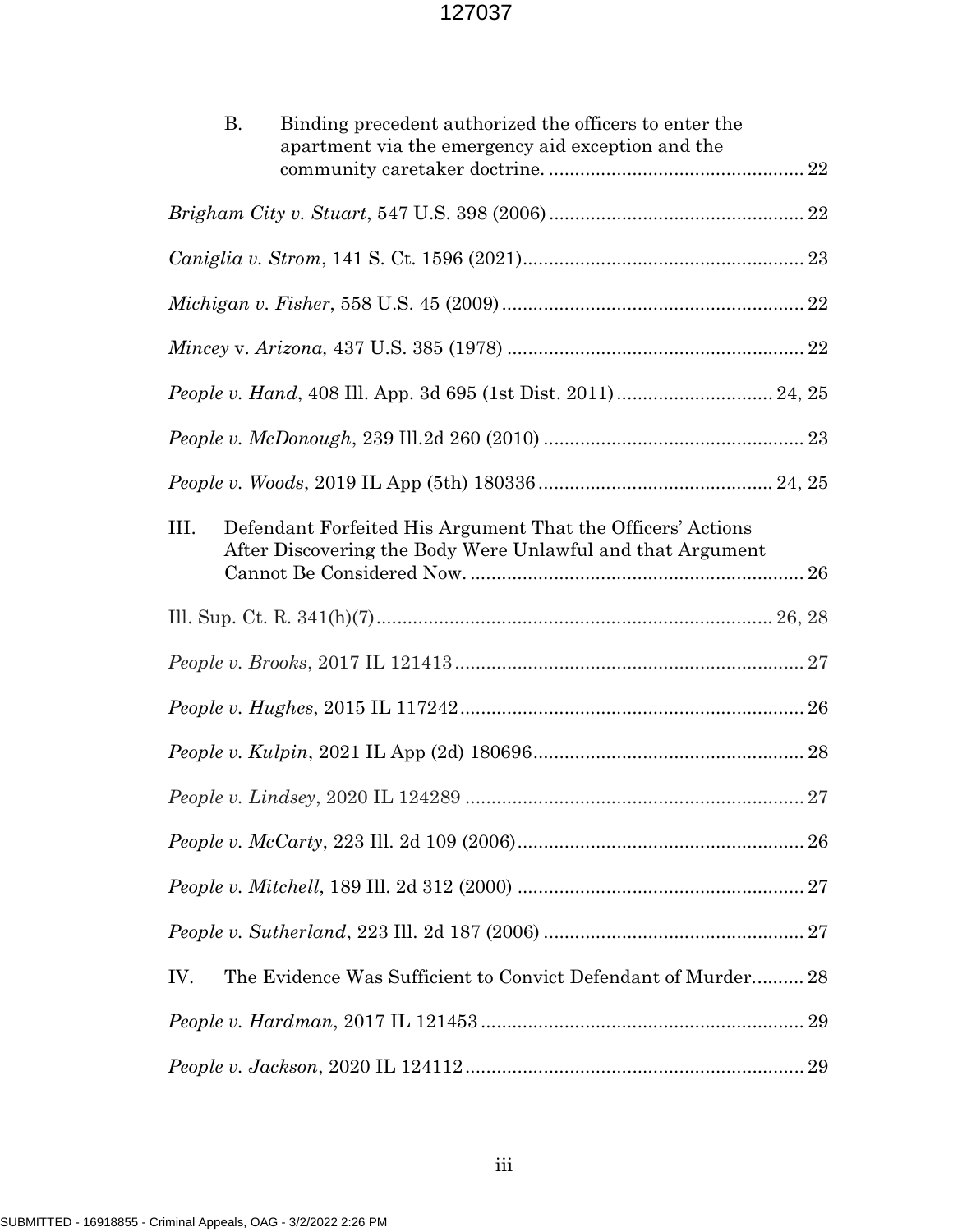B. Binding precedent authorized the officers to enter the apartment via the emergency aid exception and the community caretaker doctrine. ..... 22

*Brigham City v. Stuart*, 547 U.S. 398 (2006) ..... 22

*Caniglia v. Strom*, 141 S. Ct. 1596 (2021) ..... 23

*Michigan v. Fisher*, 558 U.S. 45 (2009) ..... 22

*Mincey* v. *Arizona,* 437 U.S. 385 (1978) ..... 22

*People v. Hand*, 408 Ill. App. 3d 695 (1st Dist. 2011) ..... 24, 25

*People v. McDonough*, 239 Ill.2d 260 (2010) ..... 23

*People v. Woods*, 2019 IL App (5th) 180336 ..... 24, 25

III. Defendant Forfeited His Argument That the Officers' Actions After Discovering the Body Were Unlawful and that Argument Cannot Be Considered Now. ..... 26

Ill. Sup. Ct. R. 341(h)(7) ..... 26, 28

*People v. Brooks*, 2017 IL 121413 ..... 27

*People v. Hughes*, 2015 IL 117242 ..... 26

*People v. Kulpin*, 2021 IL App (2d) 180696 ..... 28

*People v. Lindsey*, 2020 IL 124289 ..... 27

*People v. McCarty*, 223 Ill. 2d 109 (2006) ..... 26

*People v. Mitchell*, 189 Ill. 2d 312 (2000) ..... 27

*People v. Sutherland*, 223 Ill. 2d 187 (2006) ..... 27

IV. The Evidence Was Sufficient to Convict Defendant of Murder ..... 28

*People v. Hardman*, 2017 IL 121453 ..... 29

*People v. Jackson*, 2020 IL 124112 ..... 29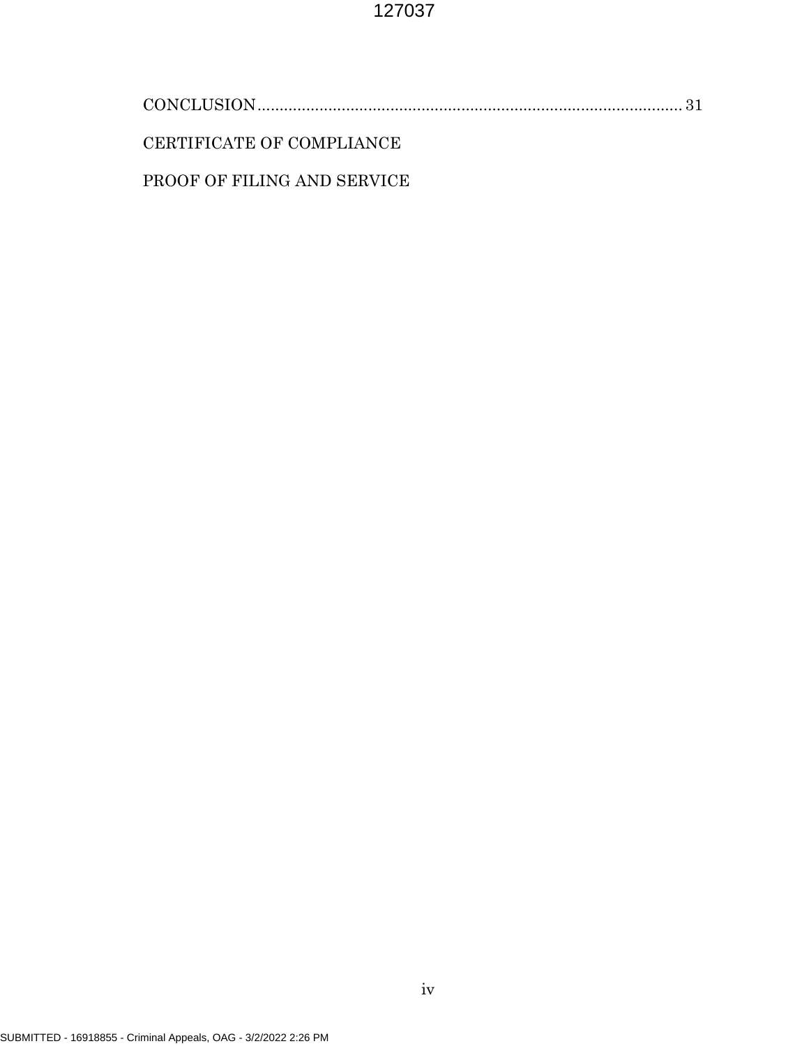CONCLUSION............................................................................................... 31

CERTIFICATE OF COMPLIANCE

PROOF OF FILING AND SERVICE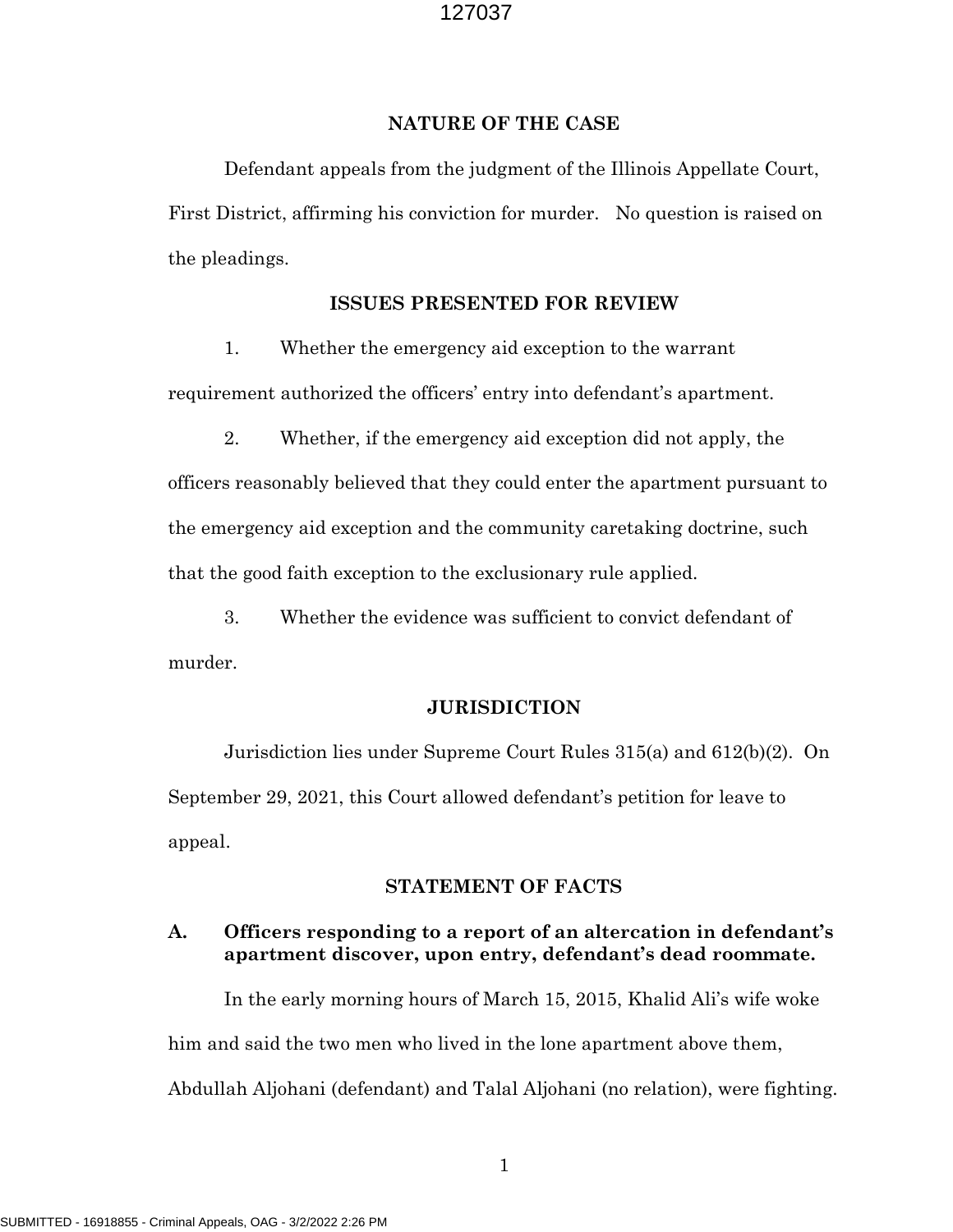## NATURE OF THE CASE

Defendant appeals from the judgment of the Illinois Appellate Court, First District, affirming his conviction for murder. No question is raised on the pleadings.

## ISSUES PRESENTED FOR REVIEW

1. Whether the emergency aid exception to the warrant requirement authorized the officers' entry into defendant's apartment.

2. Whether, if the emergency aid exception did not apply, the officers reasonably believed that they could enter the apartment pursuant to the emergency aid exception and the community caretaking doctrine, such that the good faith exception to the exclusionary rule applied.

3. Whether the evidence was sufficient to convict defendant of murder.

## JURISDICTION

Jurisdiction lies under Supreme Court Rules 315(a) and 612(b)(2). On September 29, 2021, this Court allowed defendant's petition for leave to appeal.

## STATEMENT OF FACTS

### A. Officers responding to a report of an altercation in defendant's apartment discover, upon entry, defendant's dead roommate.

In the early morning hours of March 15, 2015, Khalid Ali's wife woke him and said the two men who lived in the lone apartment above them, Abdullah Aljohani (defendant) and Talal Aljohani (no relation), were fighting.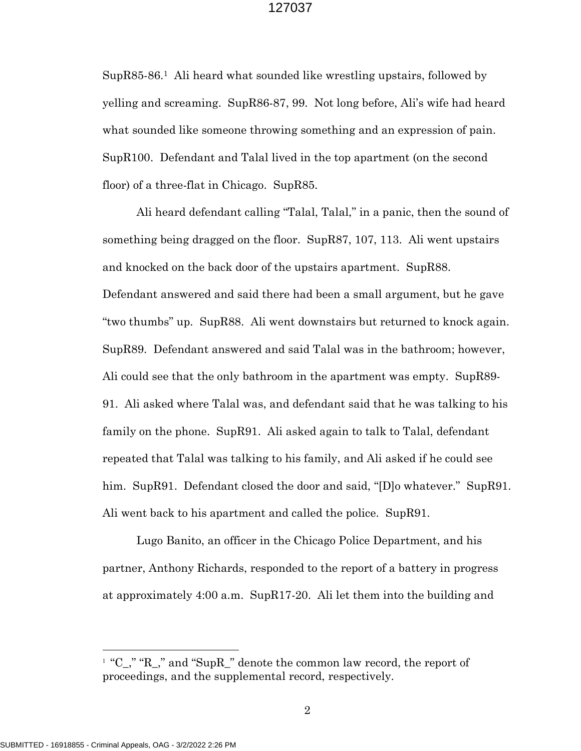SupR85-86.[1] Ali heard what sounded like wrestling upstairs, followed by yelling and screaming. SupR86-87, 99. Not long before, Ali's wife had heard what sounded like someone throwing something and an expression of pain. SupR100. Defendant and Talal lived in the top apartment (on the second floor) of a three-flat in Chicago. SupR85.

Ali heard defendant calling "Talal, Talal," in a panic, then the sound of something being dragged on the floor. SupR87, 107, 113. Ali went upstairs and knocked on the back door of the upstairs apartment. SupR88. Defendant answered and said there had been a small argument, but he gave "two thumbs" up. SupR88. Ali went downstairs but returned to knock again. SupR89. Defendant answered and said Talal was in the bathroom; however, Ali could see that the only bathroom in the apartment was empty. SupR89-91. Ali asked where Talal was, and defendant said that he was talking to his family on the phone. SupR91. Ali asked again to talk to Talal, defendant repeated that Talal was talking to his family, and Ali asked if he could see him. SupR91. Defendant closed the door and said, "[D]o whatever." SupR91. Ali went back to his apartment and called the police. SupR91.

Lugo Banito, an officer in the Chicago Police Department, and his partner, Anthony Richards, responded to the report of a battery in progress at approximately 4:00 a.m. SupR17-20. Ali let them into the building and

---

[1] "C_," "R_," and "SupR_" denote the common law record, the report of proceedings, and the supplemental record, respectively.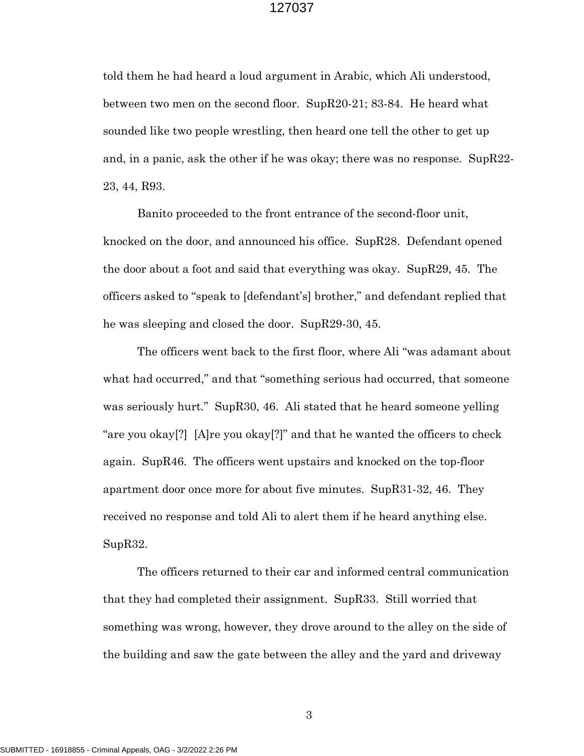told them he had heard a loud argument in Arabic, which Ali understood, between two men on the second floor. SupR20-21; 83-84. He heard what sounded like two people wrestling, then heard one tell the other to get up and, in a panic, ask the other if he was okay; there was no response. SupR22-23, 44, R93.

Banito proceeded to the front entrance of the second-floor unit, knocked on the door, and announced his office. SupR28. Defendant opened the door about a foot and said that everything was okay. SupR29, 45. The officers asked to "speak to [defendant's] brother," and defendant replied that he was sleeping and closed the door. SupR29-30, 45.

The officers went back to the first floor, where Ali "was adamant about what had occurred," and that "something serious had occurred, that someone was seriously hurt." SupR30, 46. Ali stated that he heard someone yelling "are you okay[?] [A]re you okay[?]" and that he wanted the officers to check again. SupR46. The officers went upstairs and knocked on the top-floor apartment door once more for about five minutes. SupR31-32, 46. They received no response and told Ali to alert them if he heard anything else. SupR32.

The officers returned to their car and informed central communication that they had completed their assignment. SupR33. Still worried that something was wrong, however, they drove around to the alley on the side of the building and saw the gate between the alley and the yard and driveway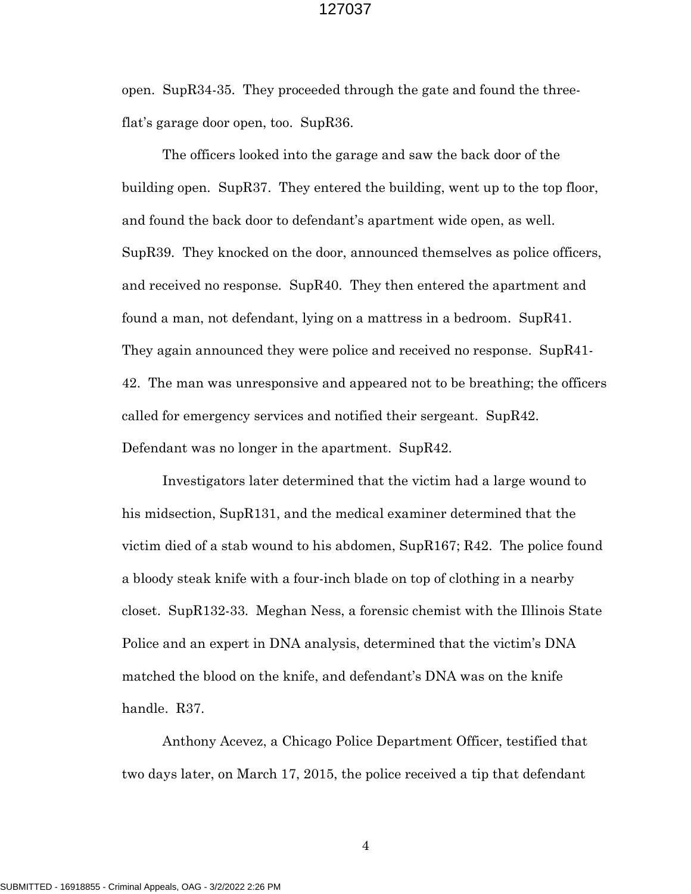open. SupR34-35. They proceeded through the gate and found the three-flat's garage door open, too. SupR36.

The officers looked into the garage and saw the back door of the building open. SupR37. They entered the building, went up to the top floor, and found the back door to defendant's apartment wide open, as well. SupR39. They knocked on the door, announced themselves as police officers, and received no response. SupR40. They then entered the apartment and found a man, not defendant, lying on a mattress in a bedroom. SupR41. They again announced they were police and received no response. SupR41-42. The man was unresponsive and appeared not to be breathing; the officers called for emergency services and notified their sergeant. SupR42. Defendant was no longer in the apartment. SupR42.

Investigators later determined that the victim had a large wound to his midsection, SupR131, and the medical examiner determined that the victim died of a stab wound to his abdomen, SupR167; R42. The police found a bloody steak knife with a four-inch blade on top of clothing in a nearby closet. SupR132-33. Meghan Ness, a forensic chemist with the Illinois State Police and an expert in DNA analysis, determined that the victim's DNA matched the blood on the knife, and defendant's DNA was on the knife handle. R37.

Anthony Acevez, a Chicago Police Department Officer, testified that two days later, on March 17, 2015, the police received a tip that defendant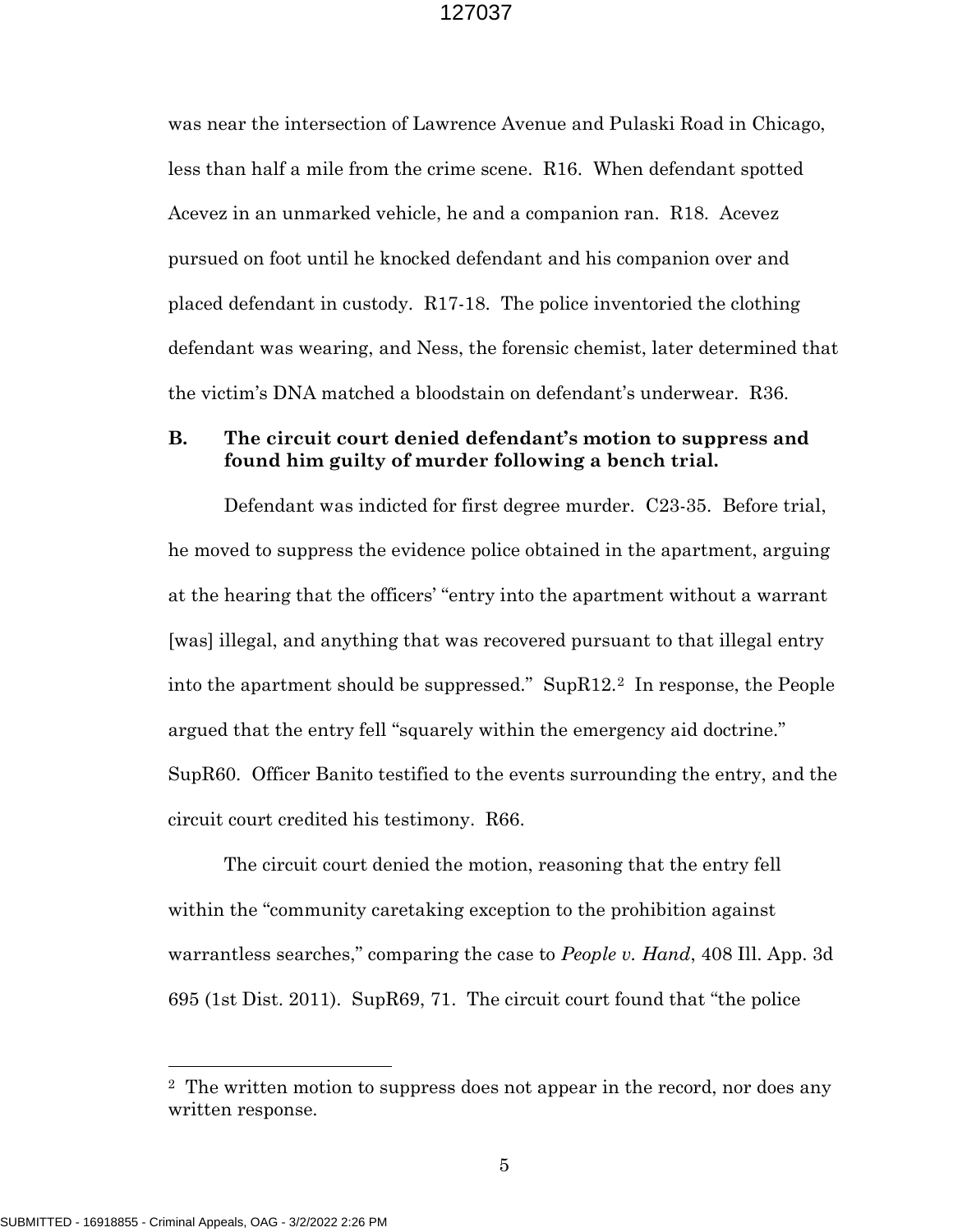was near the intersection of Lawrence Avenue and Pulaski Road in Chicago, less than half a mile from the crime scene. R16. When defendant spotted Acevez in an unmarked vehicle, he and a companion ran. R18. Acevez pursued on foot until he knocked defendant and his companion over and placed defendant in custody. R17-18. The police inventoried the clothing defendant was wearing, and Ness, the forensic chemist, later determined that the victim's DNA matched a bloodstain on defendant's underwear. R36.

### B. The circuit court denied defendant's motion to suppress and found him guilty of murder following a bench trial.

Defendant was indicted for first degree murder. C23-35. Before trial, he moved to suppress the evidence police obtained in the apartment, arguing at the hearing that the officers' "entry into the apartment without a warrant [was] illegal, and anything that was recovered pursuant to that illegal entry into the apartment should be suppressed." SupR12.[2] In response, the People argued that the entry fell "squarely within the emergency aid doctrine." SupR60. Officer Banito testified to the events surrounding the entry, and the circuit court credited his testimony. R66.

The circuit court denied the motion, reasoning that the entry fell within the "community caretaking exception to the prohibition against warrantless searches," comparing the case to *People v. Hand*, 408 Ill. App. 3d 695 (1st Dist. 2011). SupR69, 71. The circuit court found that "the police

[2] The written motion to suppress does not appear in the record, nor does any written response.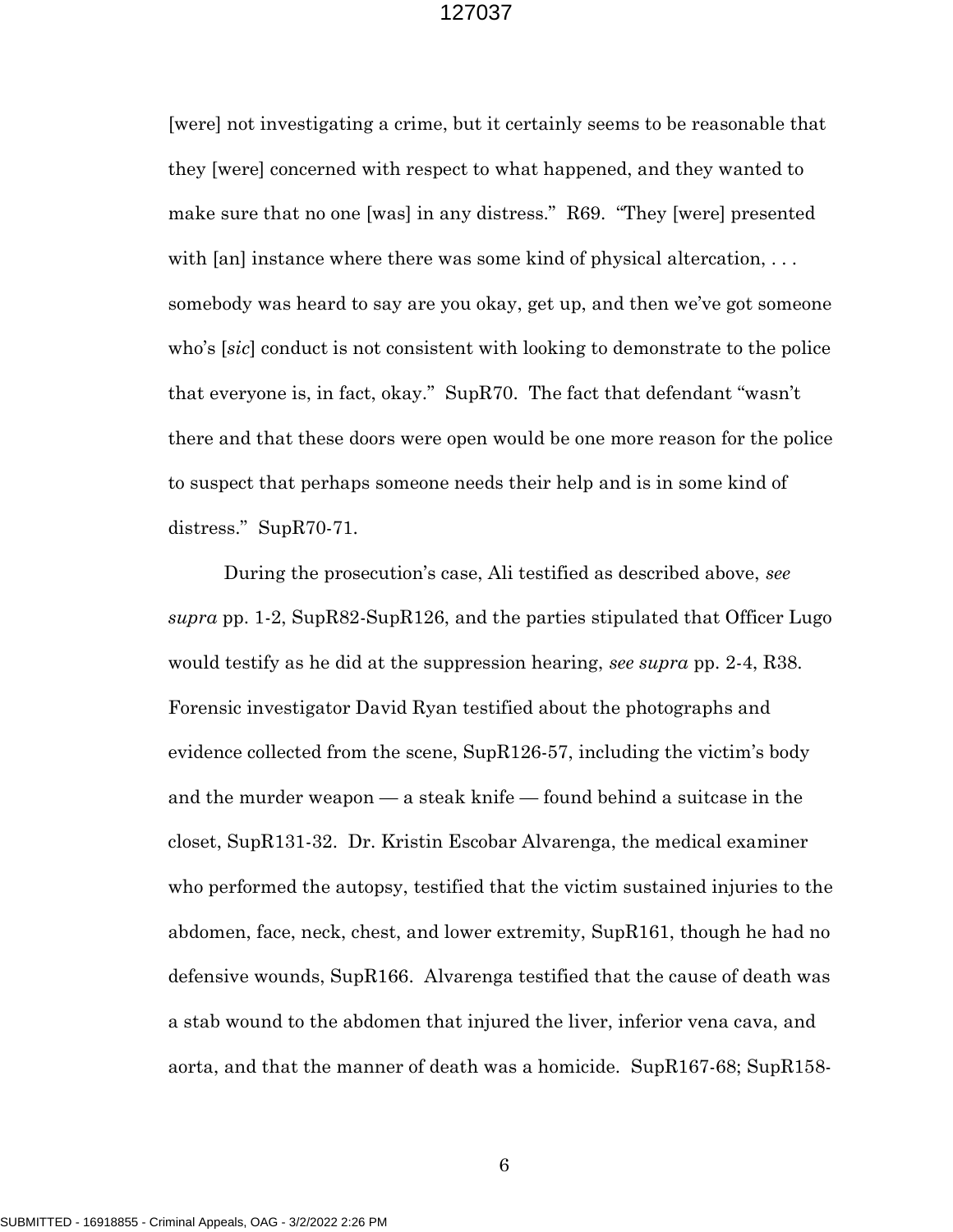[were] not investigating a crime, but it certainly seems to be reasonable that they [were] concerned with respect to what happened, and they wanted to make sure that no one [was] in any distress." R69. "They [were] presented with [an] instance where there was some kind of physical altercation, . . . somebody was heard to say are you okay, get up, and then we've got someone who's [*sic*] conduct is not consistent with looking to demonstrate to the police that everyone is, in fact, okay." SupR70. The fact that defendant "wasn't there and that these doors were open would be one more reason for the police to suspect that perhaps someone needs their help and is in some kind of distress." SupR70-71.

During the prosecution's case, Ali testified as described above, *see supra* pp. 1-2, SupR82-SupR126, and the parties stipulated that Officer Lugo would testify as he did at the suppression hearing, *see supra* pp. 2-4, R38. Forensic investigator David Ryan testified about the photographs and evidence collected from the scene, SupR126-57, including the victim's body and the murder weapon — a steak knife — found behind a suitcase in the closet, SupR131-32. Dr. Kristin Escobar Alvarenga, the medical examiner who performed the autopsy, testified that the victim sustained injuries to the abdomen, face, neck, chest, and lower extremity, SupR161, though he had no defensive wounds, SupR166. Alvarenga testified that the cause of death was a stab wound to the abdomen that injured the liver, inferior vena cava, and aorta, and that the manner of death was a homicide. SupR167-68; SupR158-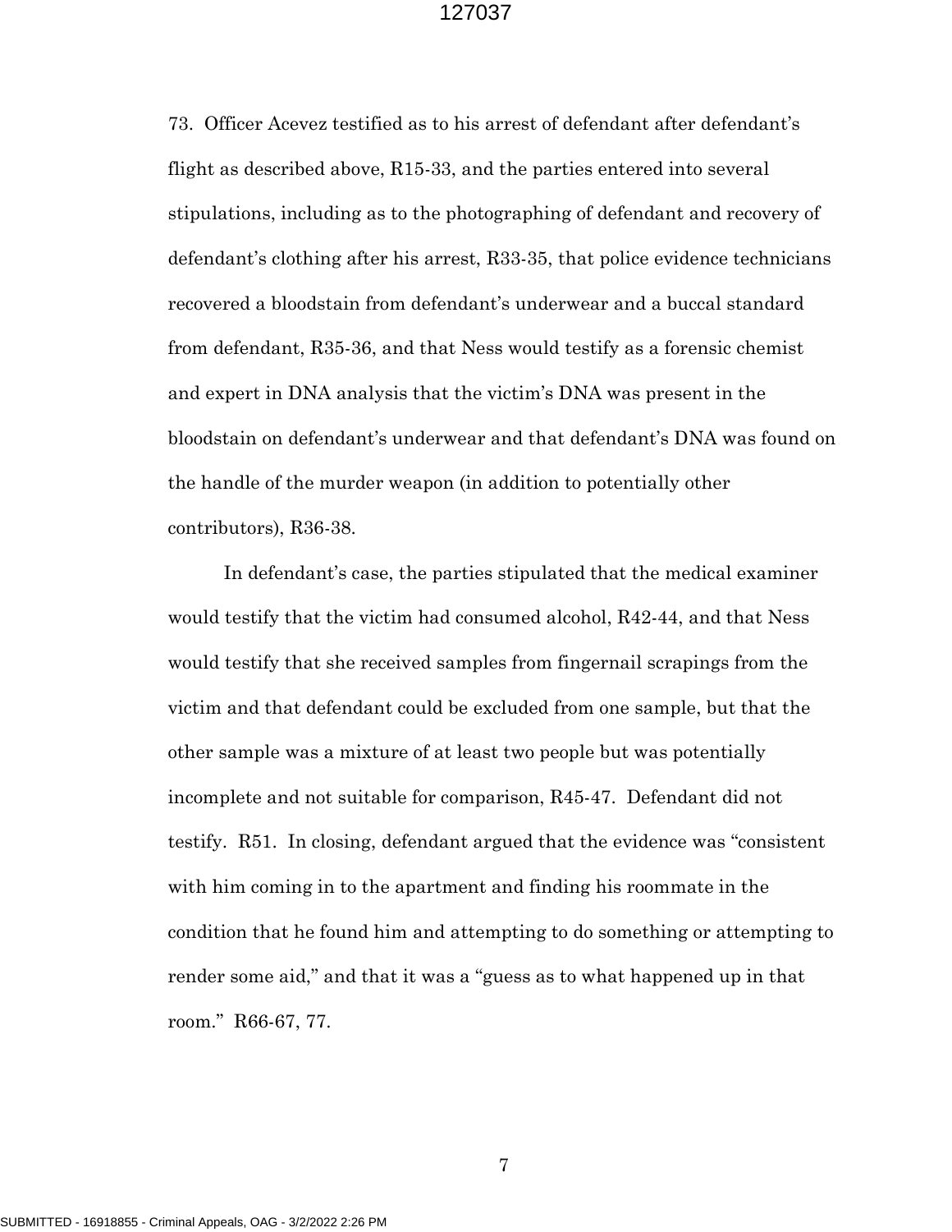73. Officer Acevez testified as to his arrest of defendant after defendant's flight as described above, R15-33, and the parties entered into several stipulations, including as to the photographing of defendant and recovery of defendant's clothing after his arrest, R33-35, that police evidence technicians recovered a bloodstain from defendant's underwear and a buccal standard from defendant, R35-36, and that Ness would testify as a forensic chemist and expert in DNA analysis that the victim's DNA was present in the bloodstain on defendant's underwear and that defendant's DNA was found on the handle of the murder weapon (in addition to potentially other contributors), R36-38.

In defendant's case, the parties stipulated that the medical examiner would testify that the victim had consumed alcohol, R42-44, and that Ness would testify that she received samples from fingernail scrapings from the victim and that defendant could be excluded from one sample, but that the other sample was a mixture of at least two people but was potentially incomplete and not suitable for comparison, R45-47. Defendant did not testify. R51. In closing, defendant argued that the evidence was "consistent with him coming in to the apartment and finding his roommate in the condition that he found him and attempting to do something or attempting to render some aid," and that it was a "guess as to what happened up in that room." R66-67, 77.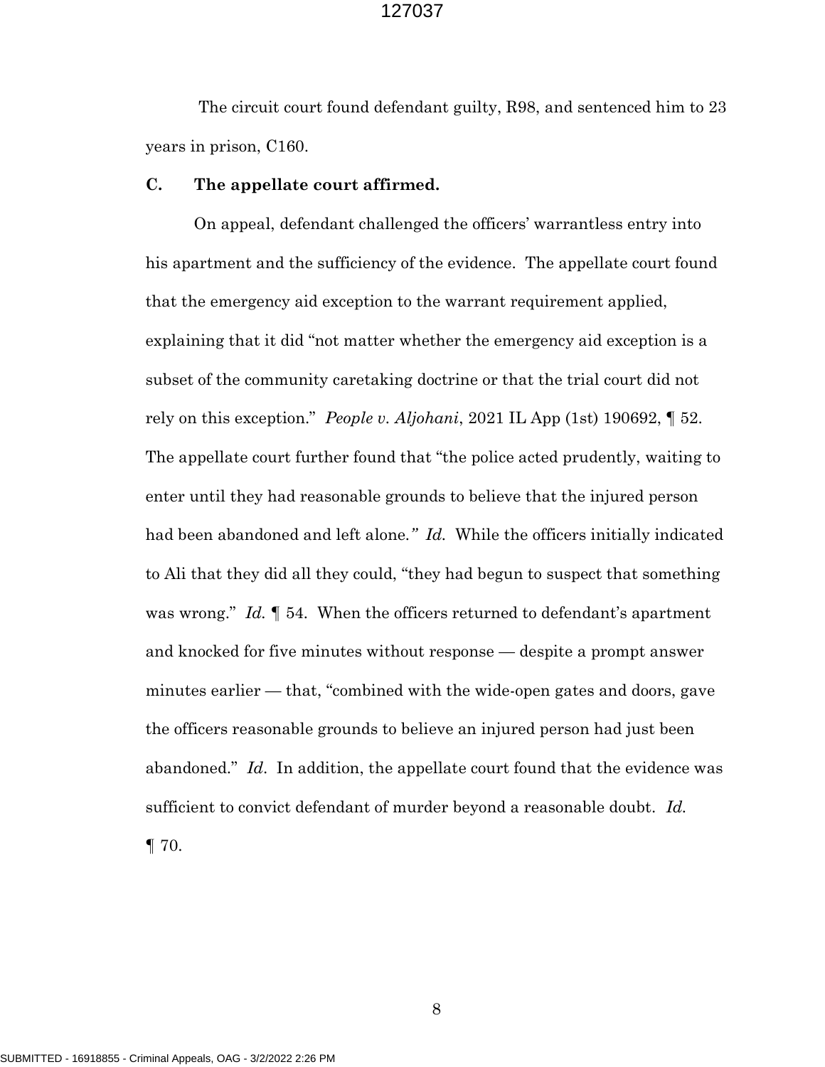The circuit court found defendant guilty, R98, and sentenced him to 23 years in prison, C160.

### C. The appellate court affirmed.

On appeal, defendant challenged the officers' warrantless entry into his apartment and the sufficiency of the evidence. The appellate court found that the emergency aid exception to the warrant requirement applied, explaining that it did "not matter whether the emergency aid exception is a subset of the community caretaking doctrine or that the trial court did not rely on this exception." *People v. Aljohani*, 2021 IL App (1st) 190692, ¶ 52. The appellate court further found that "the police acted prudently, waiting to enter until they had reasonable grounds to believe that the injured person had been abandoned and left alone." *Id.* While the officers initially indicated to Ali that they did all they could, "they had begun to suspect that something was wrong." *Id.* ¶ 54. When the officers returned to defendant's apartment and knocked for five minutes without response — despite a prompt answer minutes earlier — that, "combined with the wide-open gates and doors, gave the officers reasonable grounds to believe an injured person had just been abandoned." *Id*. In addition, the appellate court found that the evidence was sufficient to convict defendant of murder beyond a reasonable doubt. *Id.* ¶ 70.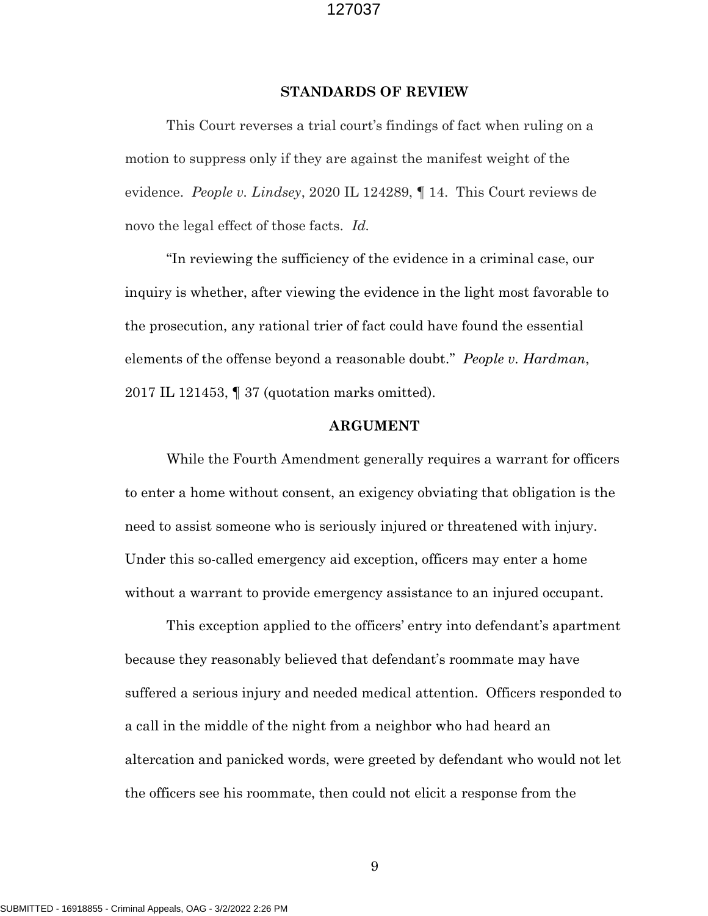## STANDARDS OF REVIEW

This Court reverses a trial court's findings of fact when ruling on a motion to suppress only if they are against the manifest weight of the evidence. *People v. Lindsey*, 2020 IL 124289, ¶ 14. This Court reviews de novo the legal effect of those facts. *Id.*

"In reviewing the sufficiency of the evidence in a criminal case, our inquiry is whether, after viewing the evidence in the light most favorable to the prosecution, any rational trier of fact could have found the essential elements of the offense beyond a reasonable doubt." *People v. Hardman*, 2017 IL 121453, ¶ 37 (quotation marks omitted).

## ARGUMENT

While the Fourth Amendment generally requires a warrant for officers to enter a home without consent, an exigency obviating that obligation is the need to assist someone who is seriously injured or threatened with injury. Under this so-called emergency aid exception, officers may enter a home without a warrant to provide emergency assistance to an injured occupant.

This exception applied to the officers' entry into defendant's apartment because they reasonably believed that defendant's roommate may have suffered a serious injury and needed medical attention. Officers responded to a call in the middle of the night from a neighbor who had heard an altercation and panicked words, were greeted by defendant who would not let the officers see his roommate, then could not elicit a response from the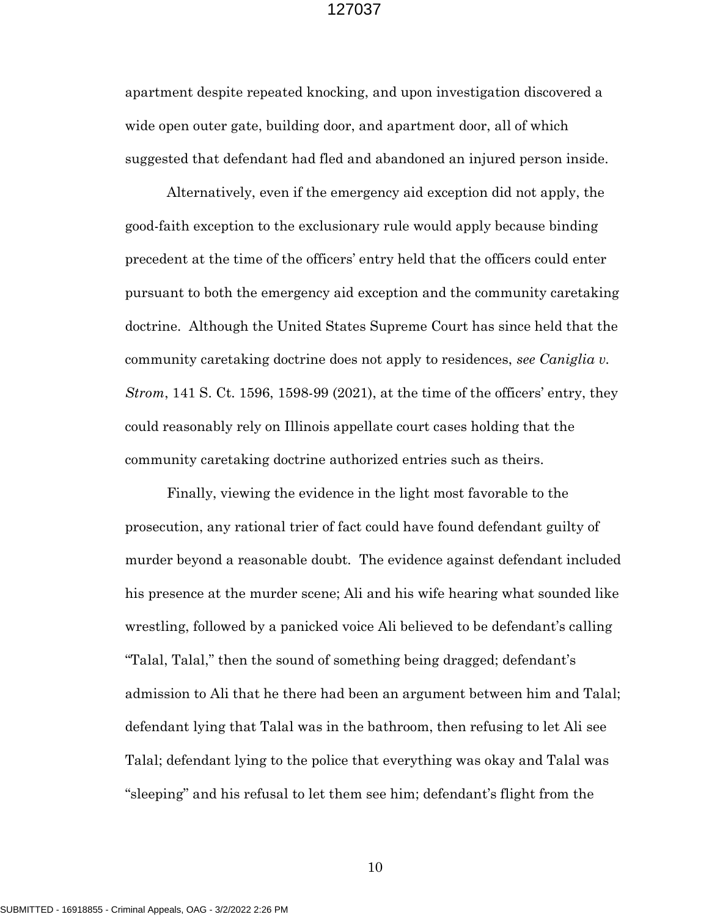apartment despite repeated knocking, and upon investigation discovered a wide open outer gate, building door, and apartment door, all of which suggested that defendant had fled and abandoned an injured person inside.

Alternatively, even if the emergency aid exception did not apply, the good-faith exception to the exclusionary rule would apply because binding precedent at the time of the officers' entry held that the officers could enter pursuant to both the emergency aid exception and the community caretaking doctrine. Although the United States Supreme Court has since held that the community caretaking doctrine does not apply to residences, *see Caniglia v. Strom*, 141 S. Ct. 1596, 1598-99 (2021), at the time of the officers' entry, they could reasonably rely on Illinois appellate court cases holding that the community caretaking doctrine authorized entries such as theirs.

Finally, viewing the evidence in the light most favorable to the prosecution, any rational trier of fact could have found defendant guilty of murder beyond a reasonable doubt. The evidence against defendant included his presence at the murder scene; Ali and his wife hearing what sounded like wrestling, followed by a panicked voice Ali believed to be defendant's calling "Talal, Talal," then the sound of something being dragged; defendant's admission to Ali that he there had been an argument between him and Talal; defendant lying that Talal was in the bathroom, then refusing to let Ali see Talal; defendant lying to the police that everything was okay and Talal was "sleeping" and his refusal to let them see him; defendant's flight from the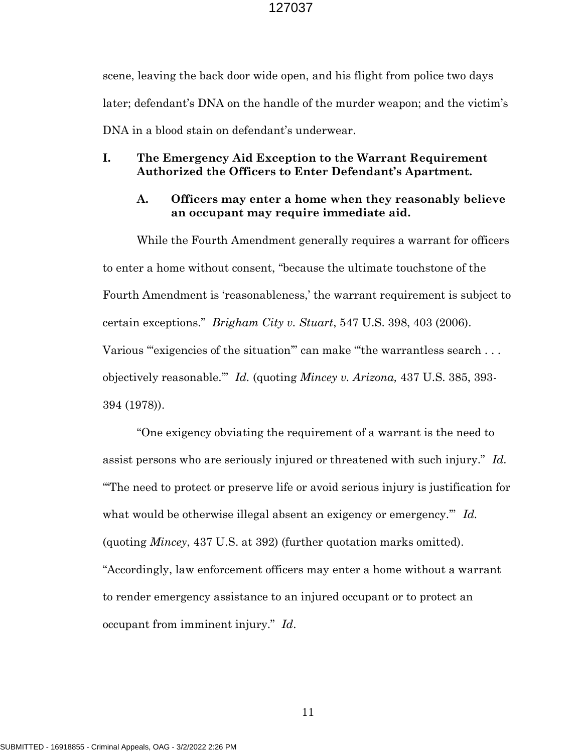scene, leaving the back door wide open, and his flight from police two days later; defendant's DNA on the handle of the murder weapon; and the victim's DNA in a blood stain on defendant's underwear.

## I. The Emergency Aid Exception to the Warrant Requirement Authorized the Officers to Enter Defendant's Apartment.

### A. Officers may enter a home when they reasonably believe an occupant may require immediate aid.

While the Fourth Amendment generally requires a warrant for officers to enter a home without consent, "because the ultimate touchstone of the Fourth Amendment is 'reasonableness,' the warrant requirement is subject to certain exceptions." *Brigham City v. Stuart*, 547 U.S. 398, 403 (2006). Various "'exigencies of the situation'" can make "'the warrantless search . . . objectively reasonable.'" *Id.* (quoting *Mincey v. Arizona,* 437 U.S. 385, 393-394 (1978)).

"One exigency obviating the requirement of a warrant is the need to assist persons who are seriously injured or threatened with such injury." *Id.* "'The need to protect or preserve life or avoid serious injury is justification for what would be otherwise illegal absent an exigency or emergency.'" *Id.* (quoting *Mincey*, 437 U.S. at 392) (further quotation marks omitted). "Accordingly, law enforcement officers may enter a home without a warrant to render emergency assistance to an injured occupant or to protect an occupant from imminent injury." *Id*.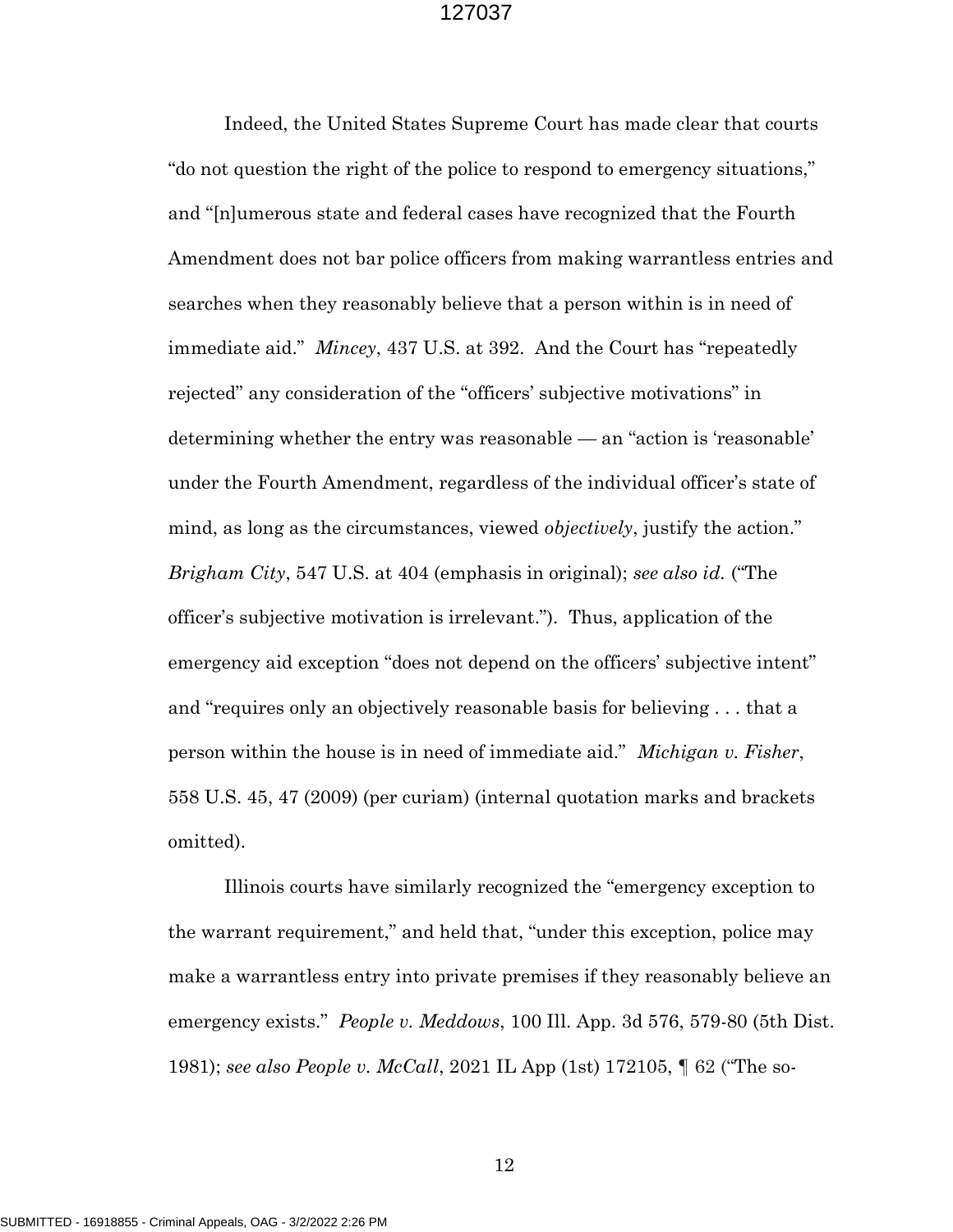Indeed, the United States Supreme Court has made clear that courts "do not question the right of the police to respond to emergency situations," and "[n]umerous state and federal cases have recognized that the Fourth Amendment does not bar police officers from making warrantless entries and searches when they reasonably believe that a person within is in need of immediate aid." *Mincey*, 437 U.S. at 392. And the Court has "repeatedly rejected" any consideration of the "officers' subjective motivations" in determining whether the entry was reasonable — an "action is 'reasonable' under the Fourth Amendment, regardless of the individual officer's state of mind, as long as the circumstances, viewed *objectively*, justify the action." *Brigham City*, 547 U.S. at 404 (emphasis in original); *see also id.* ("The officer's subjective motivation is irrelevant."). Thus, application of the emergency aid exception "does not depend on the officers' subjective intent" and "requires only an objectively reasonable basis for believing . . . that a person within the house is in need of immediate aid." *Michigan v. Fisher*, 558 U.S. 45, 47 (2009) (per curiam) (internal quotation marks and brackets omitted).

Illinois courts have similarly recognized the "emergency exception to the warrant requirement," and held that, "under this exception, police may make a warrantless entry into private premises if they reasonably believe an emergency exists." *People v. Meddows*, 100 Ill. App. 3d 576, 579-80 (5th Dist. 1981); *see also People v. McCall*, 2021 IL App (1st) 172105, ¶ 62 ("The so-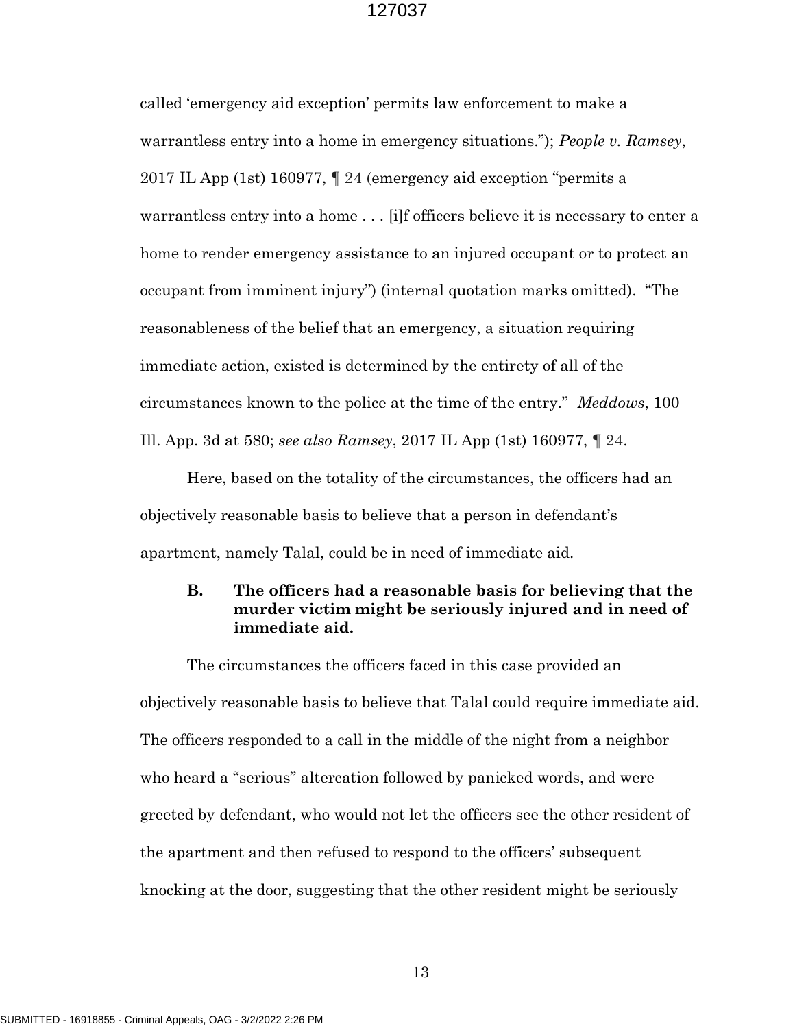called 'emergency aid exception' permits law enforcement to make a warrantless entry into a home in emergency situations."); *People v. Ramsey*, 2017 IL App (1st) 160977, ¶ 24 (emergency aid exception "permits a warrantless entry into a home . . . [i]f officers believe it is necessary to enter a home to render emergency assistance to an injured occupant or to protect an occupant from imminent injury") (internal quotation marks omitted). "The reasonableness of the belief that an emergency, a situation requiring immediate action, existed is determined by the entirety of all of the circumstances known to the police at the time of the entry." *Meddows*, 100 Ill. App. 3d at 580; *see also Ramsey*, 2017 IL App (1st) 160977, ¶ 24.

Here, based on the totality of the circumstances, the officers had an objectively reasonable basis to believe that a person in defendant's apartment, namely Talal, could be in need of immediate aid.

### B. The officers had a reasonable basis for believing that the murder victim might be seriously injured and in need of immediate aid.

The circumstances the officers faced in this case provided an objectively reasonable basis to believe that Talal could require immediate aid. The officers responded to a call in the middle of the night from a neighbor who heard a "serious" altercation followed by panicked words, and were greeted by defendant, who would not let the officers see the other resident of the apartment and then refused to respond to the officers' subsequent knocking at the door, suggesting that the other resident might be seriously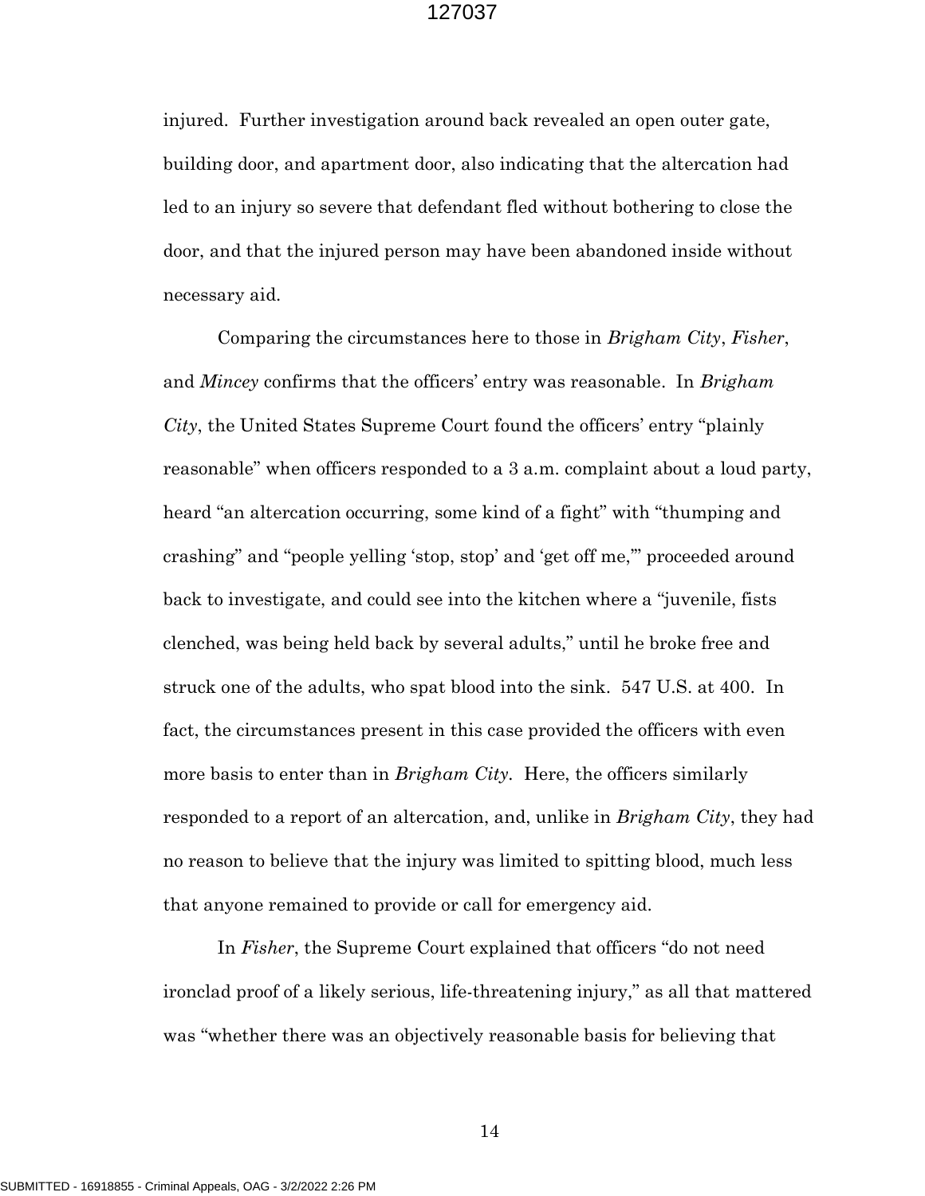injured. Further investigation around back revealed an open outer gate, building door, and apartment door, also indicating that the altercation had led to an injury so severe that defendant fled without bothering to close the door, and that the injured person may have been abandoned inside without necessary aid.

Comparing the circumstances here to those in *Brigham City*, *Fisher*, and *Mincey* confirms that the officers' entry was reasonable. In *Brigham City*, the United States Supreme Court found the officers' entry "plainly reasonable" when officers responded to a 3 a.m. complaint about a loud party, heard "an altercation occurring, some kind of a fight" with "thumping and crashing" and "people yelling 'stop, stop' and 'get off me,'" proceeded around back to investigate, and could see into the kitchen where a "juvenile, fists clenched, was being held back by several adults," until he broke free and struck one of the adults, who spat blood into the sink. 547 U.S. at 400. In fact, the circumstances present in this case provided the officers with even more basis to enter than in *Brigham City*. Here, the officers similarly responded to a report of an altercation, and, unlike in *Brigham City*, they had no reason to believe that the injury was limited to spitting blood, much less that anyone remained to provide or call for emergency aid.

In *Fisher*, the Supreme Court explained that officers "do not need ironclad proof of a likely serious, life-threatening injury," as all that mattered was "whether there was an objectively reasonable basis for believing that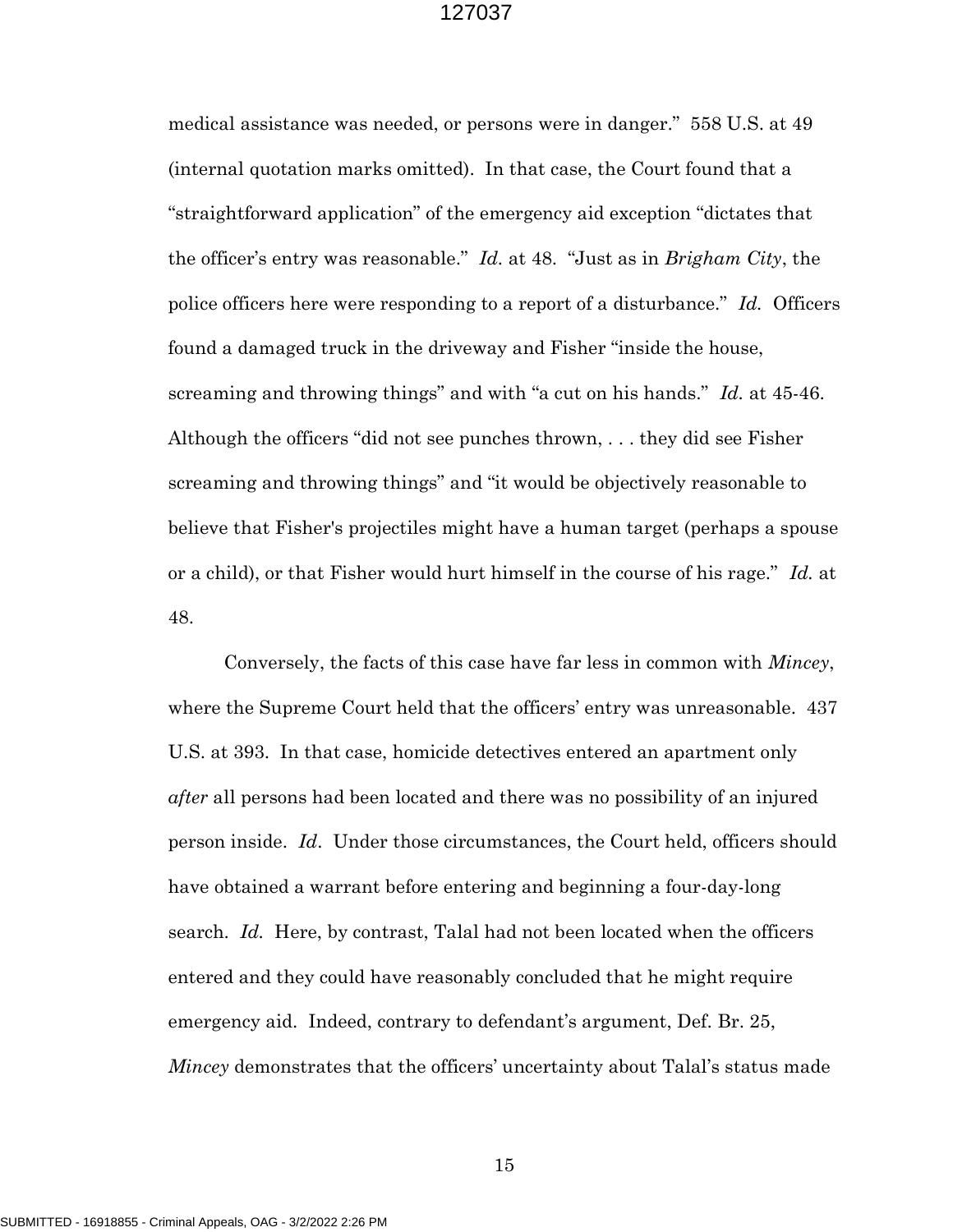medical assistance was needed, or persons were in danger." 558 U.S. at 49 (internal quotation marks omitted). In that case, the Court found that a "straightforward application" of the emergency aid exception "dictates that the officer's entry was reasonable." *Id.* at 48. "Just as in *Brigham City*, the police officers here were responding to a report of a disturbance." *Id.* Officers found a damaged truck in the driveway and Fisher "inside the house, screaming and throwing things" and with "a cut on his hands." *Id.* at 45-46. Although the officers "did not see punches thrown, . . . they did see Fisher screaming and throwing things" and "it would be objectively reasonable to believe that Fisher's projectiles might have a human target (perhaps a spouse or a child), or that Fisher would hurt himself in the course of his rage." *Id.* at 48.

Conversely, the facts of this case have far less in common with *Mincey*, where the Supreme Court held that the officers' entry was unreasonable. 437 U.S. at 393. In that case, homicide detectives entered an apartment only *after* all persons had been located and there was no possibility of an injured person inside. *Id*. Under those circumstances, the Court held, officers should have obtained a warrant before entering and beginning a four-day-long search. *Id.* Here, by contrast, Talal had not been located when the officers entered and they could have reasonably concluded that he might require emergency aid. Indeed, contrary to defendant's argument, Def. Br. 25, *Mincey* demonstrates that the officers' uncertainty about Talal's status made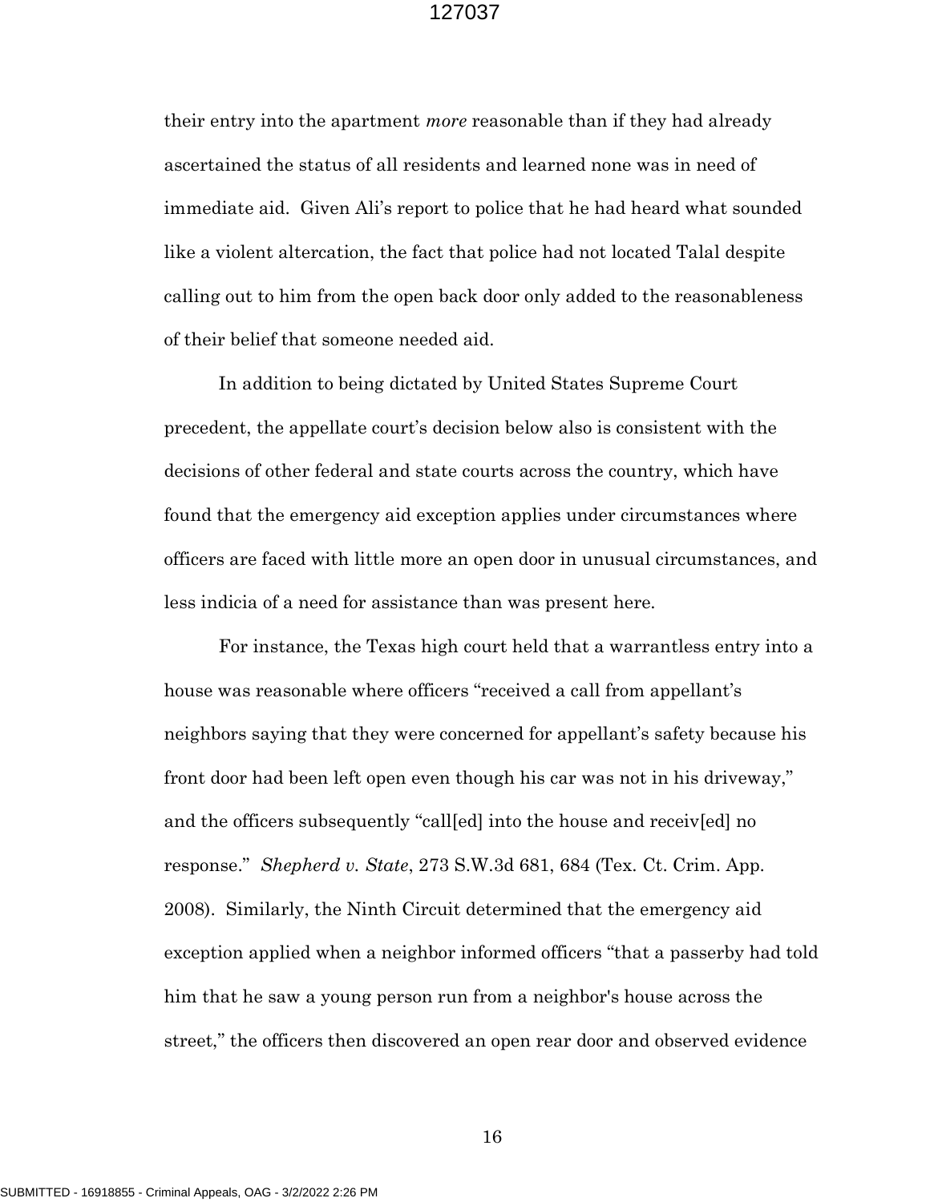their entry into the apartment *more* reasonable than if they had already ascertained the status of all residents and learned none was in need of immediate aid. Given Ali's report to police that he had heard what sounded like a violent altercation, the fact that police had not located Talal despite calling out to him from the open back door only added to the reasonableness of their belief that someone needed aid.

In addition to being dictated by United States Supreme Court precedent, the appellate court's decision below also is consistent with the decisions of other federal and state courts across the country, which have found that the emergency aid exception applies under circumstances where officers are faced with little more an open door in unusual circumstances, and less indicia of a need for assistance than was present here.

For instance, the Texas high court held that a warrantless entry into a house was reasonable where officers "received a call from appellant's neighbors saying that they were concerned for appellant's safety because his front door had been left open even though his car was not in his driveway," and the officers subsequently "call[ed] into the house and receiv[ed] no response." *Shepherd v. State*, 273 S.W.3d 681, 684 (Tex. Ct. Crim. App. 2008). Similarly, the Ninth Circuit determined that the emergency aid exception applied when a neighbor informed officers "that a passerby had told him that he saw a young person run from a neighbor's house across the street," the officers then discovered an open rear door and observed evidence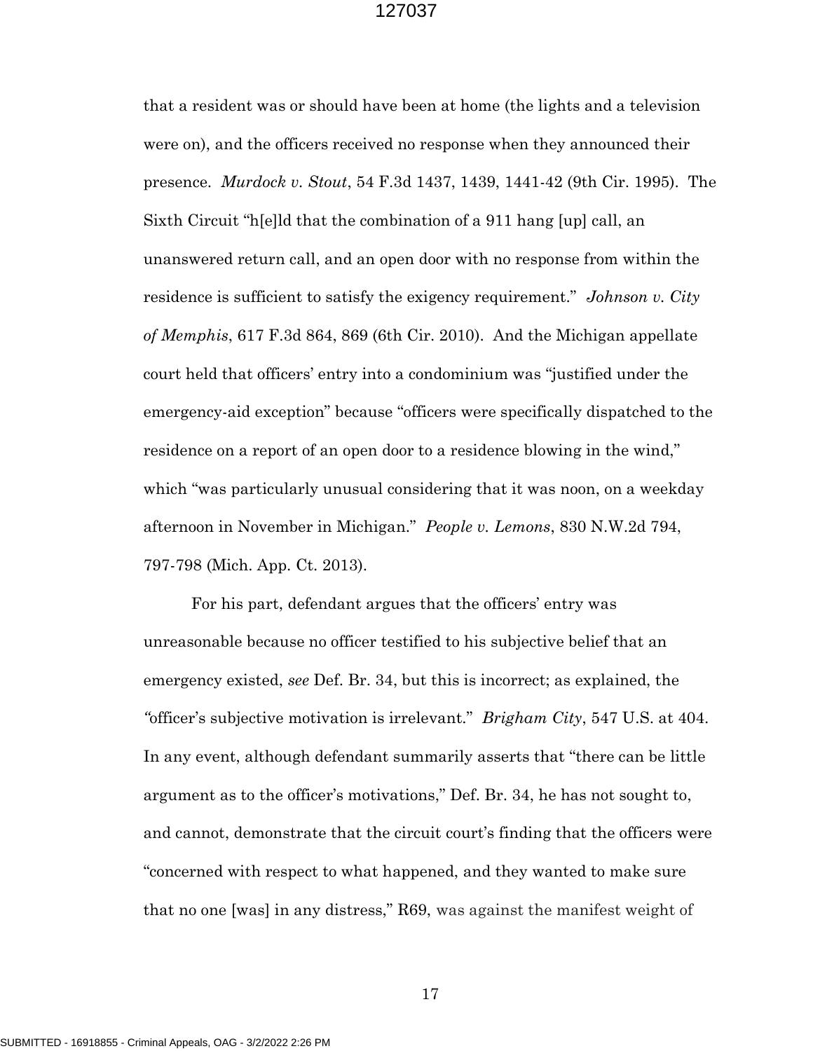that a resident was or should have been at home (the lights and a television were on), and the officers received no response when they announced their presence. *Murdock v. Stout*, 54 F.3d 1437, 1439, 1441-42 (9th Cir. 1995). The Sixth Circuit "h[e]ld that the combination of a 911 hang [up] call, an unanswered return call, and an open door with no response from within the residence is sufficient to satisfy the exigency requirement." *Johnson v. City of Memphis*, 617 F.3d 864, 869 (6th Cir. 2010). And the Michigan appellate court held that officers' entry into a condominium was "justified under the emergency-aid exception" because "officers were specifically dispatched to the residence on a report of an open door to a residence blowing in the wind," which "was particularly unusual considering that it was noon, on a weekday afternoon in November in Michigan." *People v. Lemons*, 830 N.W.2d 794, 797-798 (Mich. App. Ct. 2013).

For his part, defendant argues that the officers' entry was unreasonable because no officer testified to his subjective belief that an emergency existed, *see* Def. Br. 34, but this is incorrect; as explained, the "officer's subjective motivation is irrelevant." *Brigham City*, 547 U.S. at 404. In any event, although defendant summarily asserts that "there can be little argument as to the officer's motivations," Def. Br. 34, he has not sought to, and cannot, demonstrate that the circuit court's finding that the officers were "concerned with respect to what happened, and they wanted to make sure that no one [was] in any distress," R69, was against the manifest weight of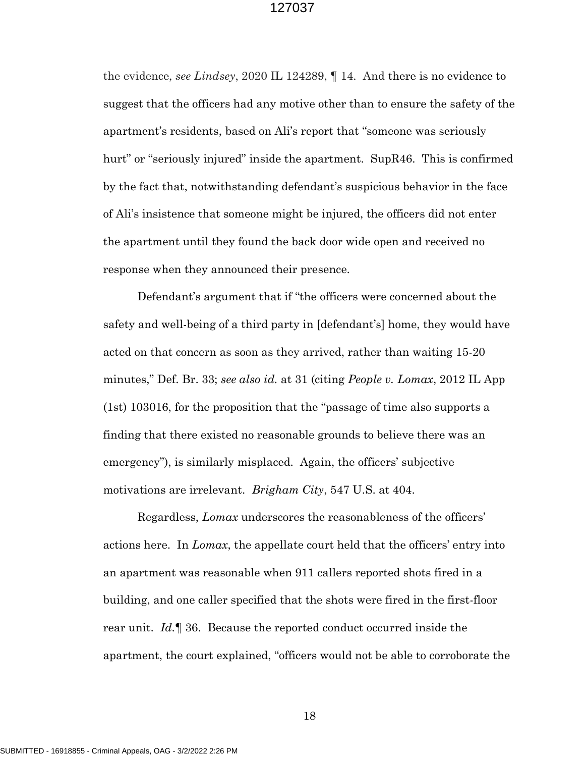the evidence, *see Lindsey*, 2020 IL 124289, ¶ 14. And there is no evidence to suggest that the officers had any motive other than to ensure the safety of the apartment's residents, based on Ali's report that "someone was seriously hurt" or "seriously injured" inside the apartment. SupR46. This is confirmed by the fact that, notwithstanding defendant's suspicious behavior in the face of Ali's insistence that someone might be injured, the officers did not enter the apartment until they found the back door wide open and received no response when they announced their presence.

Defendant's argument that if "the officers were concerned about the safety and well-being of a third party in [defendant's] home, they would have acted on that concern as soon as they arrived, rather than waiting 15-20 minutes," Def. Br. 33; *see also id.* at 31 (citing *People v. Lomax*, 2012 IL App (1st) 103016, for the proposition that the "passage of time also supports a finding that there existed no reasonable grounds to believe there was an emergency"), is similarly misplaced. Again, the officers' subjective motivations are irrelevant. *Brigham City*, 547 U.S. at 404.

Regardless, *Lomax* underscores the reasonableness of the officers' actions here. In *Lomax*, the appellate court held that the officers' entry into an apartment was reasonable when 911 callers reported shots fired in a building, and one caller specified that the shots were fired in the first-floor rear unit. *Id.*¶ 36. Because the reported conduct occurred inside the apartment, the court explained, "officers would not be able to corroborate the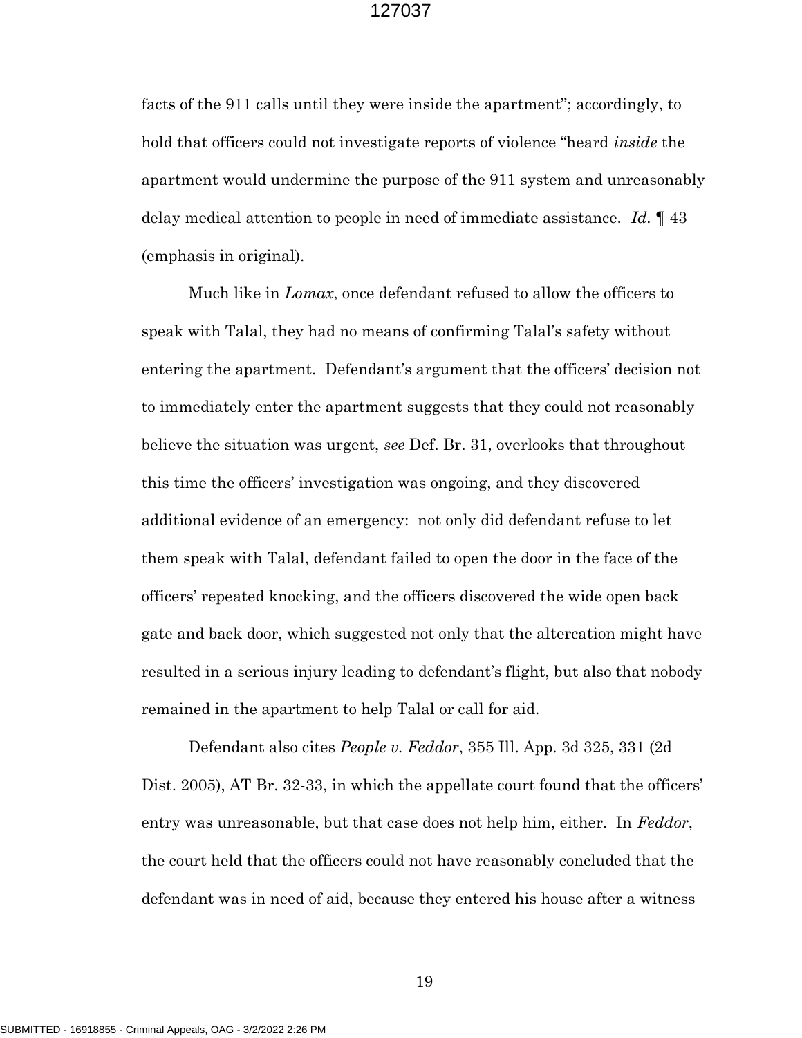facts of the 911 calls until they were inside the apartment"; accordingly, to hold that officers could not investigate reports of violence "heard *inside* the apartment would undermine the purpose of the 911 system and unreasonably delay medical attention to people in need of immediate assistance. *Id.* ¶ 43 (emphasis in original).

Much like in *Lomax*, once defendant refused to allow the officers to speak with Talal, they had no means of confirming Talal's safety without entering the apartment. Defendant's argument that the officers' decision not to immediately enter the apartment suggests that they could not reasonably believe the situation was urgent, *see* Def. Br. 31, overlooks that throughout this time the officers' investigation was ongoing, and they discovered additional evidence of an emergency: not only did defendant refuse to let them speak with Talal, defendant failed to open the door in the face of the officers' repeated knocking, and the officers discovered the wide open back gate and back door, which suggested not only that the altercation might have resulted in a serious injury leading to defendant's flight, but also that nobody remained in the apartment to help Talal or call for aid.

Defendant also cites *People v. Feddor*, 355 Ill. App. 3d 325, 331 (2d Dist. 2005), AT Br. 32-33, in which the appellate court found that the officers' entry was unreasonable, but that case does not help him, either. In *Feddor*, the court held that the officers could not have reasonably concluded that the defendant was in need of aid, because they entered his house after a witness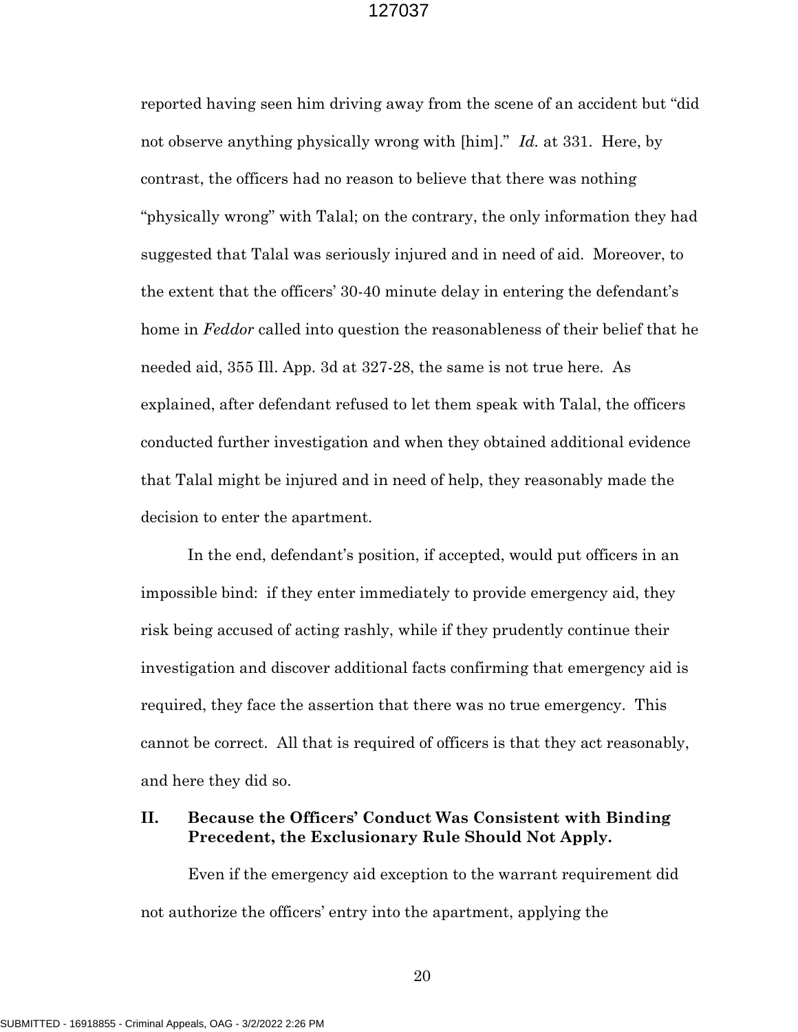reported having seen him driving away from the scene of an accident but "did not observe anything physically wrong with [him]." *Id.* at 331. Here, by contrast, the officers had no reason to believe that there was nothing "physically wrong" with Talal; on the contrary, the only information they had suggested that Talal was seriously injured and in need of aid. Moreover, to the extent that the officers' 30-40 minute delay in entering the defendant's home in *Feddor* called into question the reasonableness of their belief that he needed aid, 355 Ill. App. 3d at 327-28, the same is not true here. As explained, after defendant refused to let them speak with Talal, the officers conducted further investigation and when they obtained additional evidence that Talal might be injured and in need of help, they reasonably made the decision to enter the apartment.

In the end, defendant's position, if accepted, would put officers in an impossible bind: if they enter immediately to provide emergency aid, they risk being accused of acting rashly, while if they prudently continue their investigation and discover additional facts confirming that emergency aid is required, they face the assertion that there was no true emergency. This cannot be correct. All that is required of officers is that they act reasonably, and here they did so.

## II. Because the Officers' Conduct Was Consistent with Binding Precedent, the Exclusionary Rule Should Not Apply.

Even if the emergency aid exception to the warrant requirement did not authorize the officers' entry into the apartment, applying the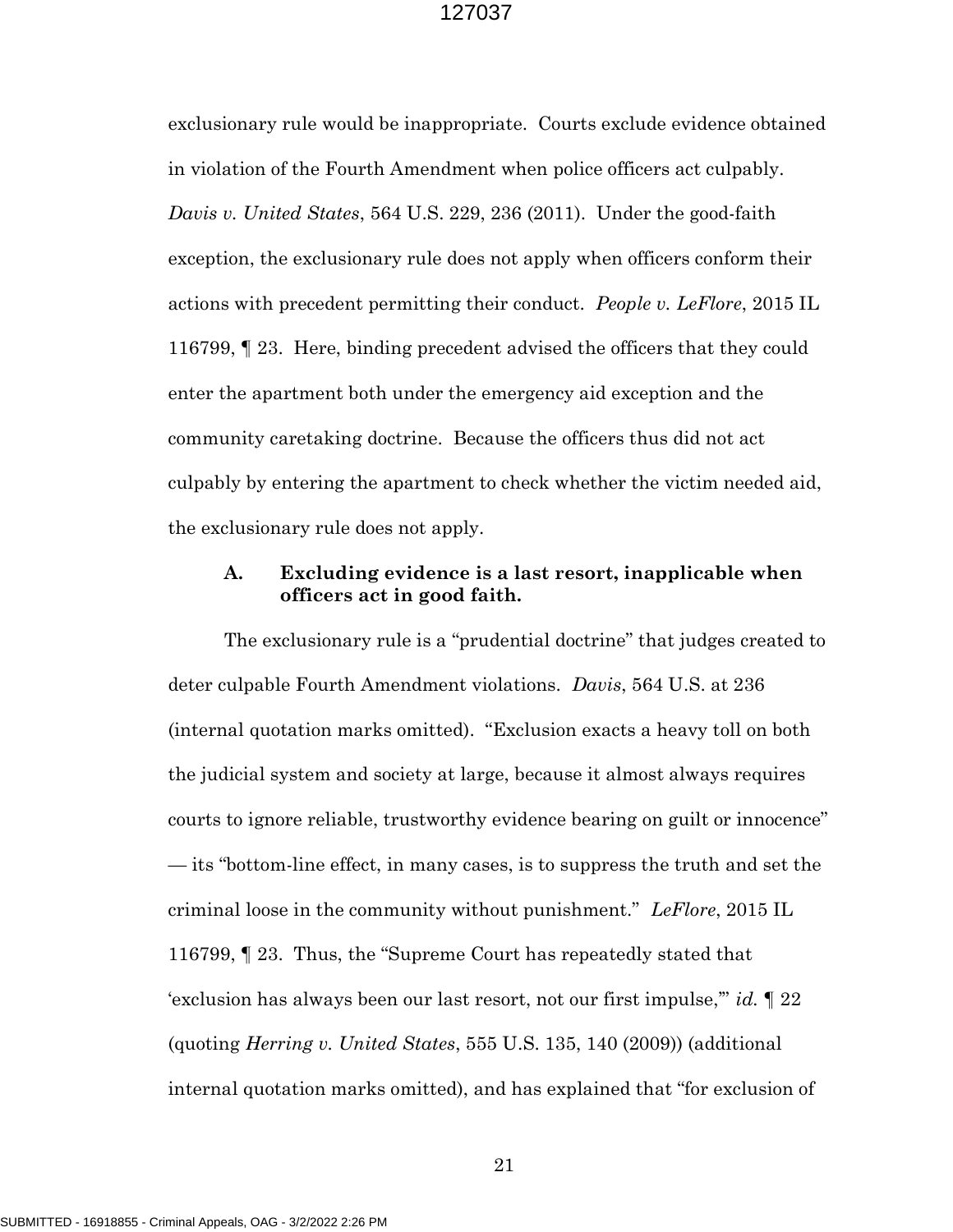exclusionary rule would be inappropriate. Courts exclude evidence obtained in violation of the Fourth Amendment when police officers act culpably. *Davis v. United States*, 564 U.S. 229, 236 (2011). Under the good-faith exception, the exclusionary rule does not apply when officers conform their actions with precedent permitting their conduct. *People v. LeFlore*, 2015 IL 116799, ¶ 23. Here, binding precedent advised the officers that they could enter the apartment both under the emergency aid exception and the community caretaking doctrine. Because the officers thus did not act culpably by entering the apartment to check whether the victim needed aid, the exclusionary rule does not apply.

### A. Excluding evidence is a last resort, inapplicable when officers act in good faith.

The exclusionary rule is a "prudential doctrine" that judges created to deter culpable Fourth Amendment violations. *Davis*, 564 U.S. at 236 (internal quotation marks omitted). "Exclusion exacts a heavy toll on both the judicial system and society at large, because it almost always requires courts to ignore reliable, trustworthy evidence bearing on guilt or innocence" — its "bottom-line effect, in many cases, is to suppress the truth and set the criminal loose in the community without punishment." *LeFlore*, 2015 IL 116799, ¶ 23. Thus, the "Supreme Court has repeatedly stated that 'exclusion has always been our last resort, not our first impulse,'" *id.* ¶ 22 (quoting *Herring v. United States*, 555 U.S. 135, 140 (2009)) (additional internal quotation marks omitted), and has explained that "for exclusion of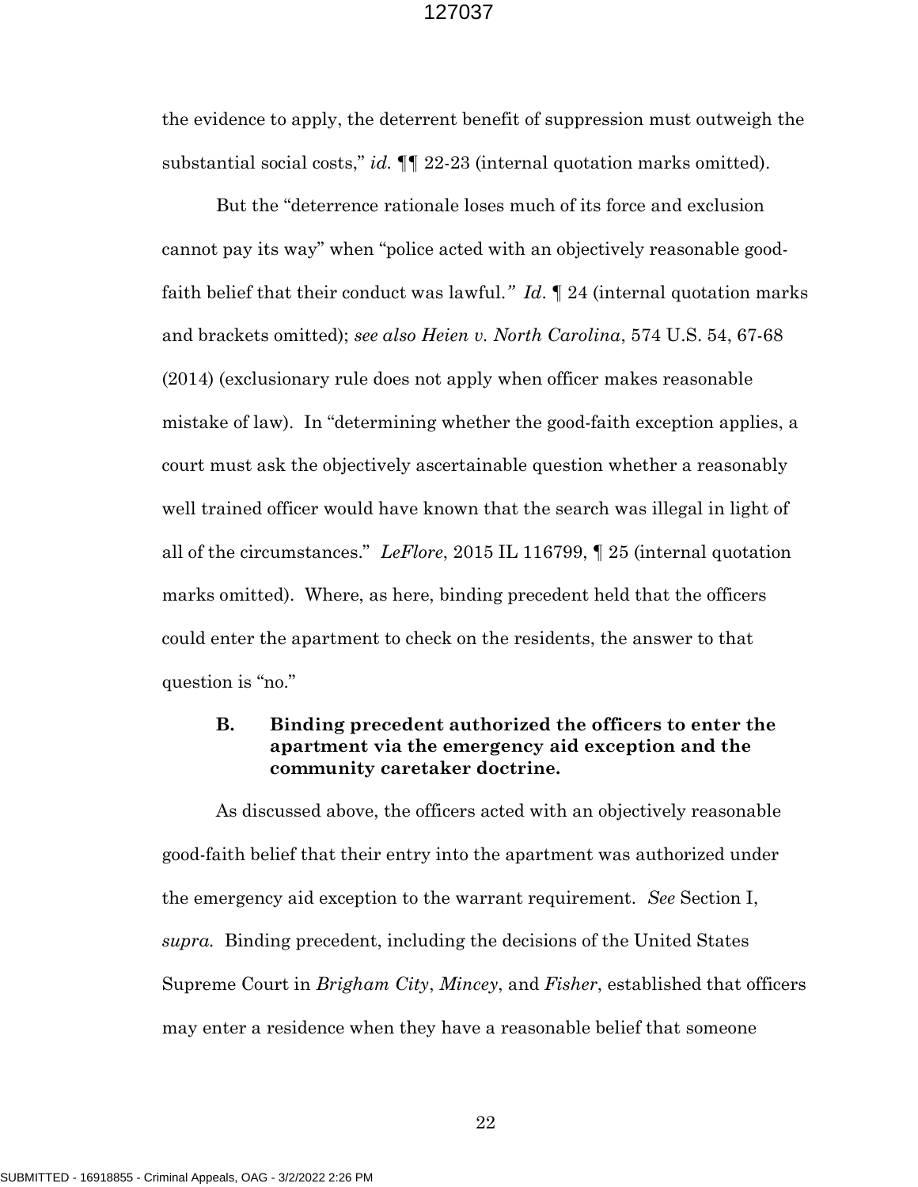the evidence to apply, the deterrent benefit of suppression must outweigh the substantial social costs," *id.* ¶¶ 22-23 (internal quotation marks omitted).

But the "deterrence rationale loses much of its force and exclusion cannot pay its way" when "police acted with an objectively reasonable good-faith belief that their conduct was lawful." *Id.* ¶ 24 (internal quotation marks and brackets omitted); *see also Heien v. North Carolina*, 574 U.S. 54, 67-68 (2014) (exclusionary rule does not apply when officer makes reasonable mistake of law). In "determining whether the good-faith exception applies, a court must ask the objectively ascertainable question whether a reasonably well trained officer would have known that the search was illegal in light of all of the circumstances." *LeFlore*, 2015 IL 116799, ¶ 25 (internal quotation marks omitted). Where, as here, binding precedent held that the officers could enter the apartment to check on the residents, the answer to that question is "no."

### B. Binding precedent authorized the officers to enter the apartment via the emergency aid exception and the community caretaker doctrine.

As discussed above, the officers acted with an objectively reasonable good-faith belief that their entry into the apartment was authorized under the emergency aid exception to the warrant requirement. *See* Section I, *supra.* Binding precedent, including the decisions of the United States Supreme Court in *Brigham City*, *Mincey*, and *Fisher*, established that officers may enter a residence when they have a reasonable belief that someone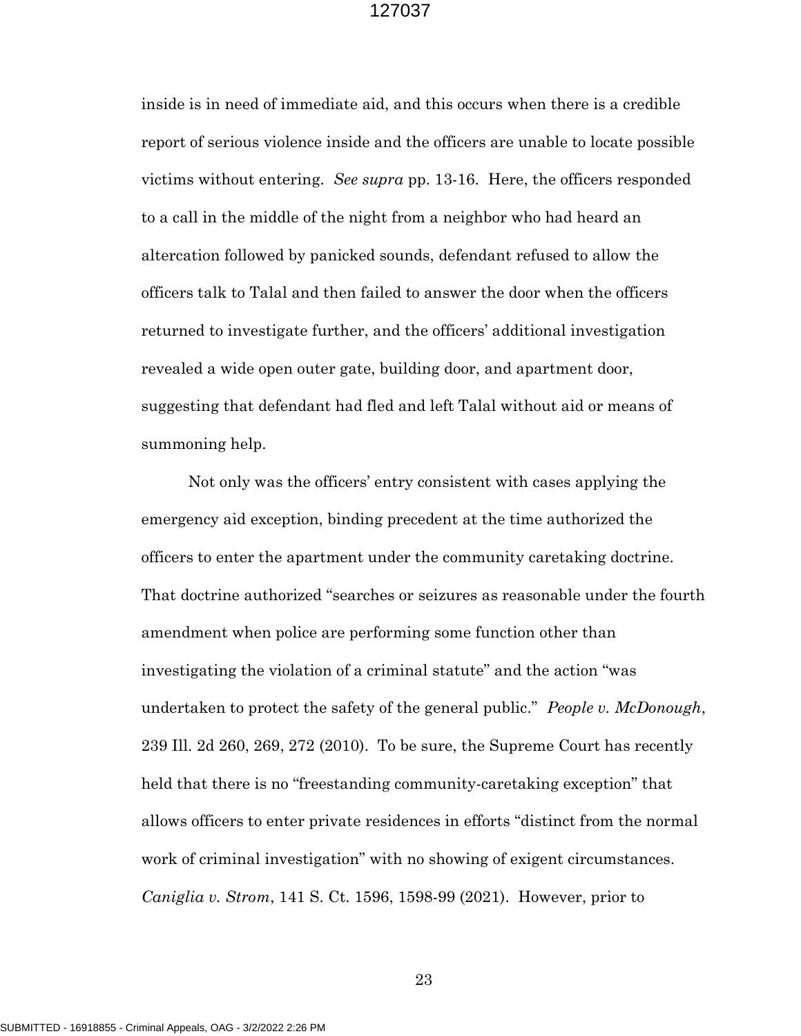inside is in need of immediate aid, and this occurs when there is a credible report of serious violence inside and the officers are unable to locate possible victims without entering. *See supra* pp. 13-16. Here, the officers responded to a call in the middle of the night from a neighbor who had heard an altercation followed by panicked sounds, defendant refused to allow the officers talk to Talal and then failed to answer the door when the officers returned to investigate further, and the officers' additional investigation revealed a wide open outer gate, building door, and apartment door, suggesting that defendant had fled and left Talal without aid or means of summoning help.

Not only was the officers' entry consistent with cases applying the emergency aid exception, binding precedent at the time authorized the officers to enter the apartment under the community caretaking doctrine. That doctrine authorized "searches or seizures as reasonable under the fourth amendment when police are performing some function other than investigating the violation of a criminal statute" and the action "was undertaken to protect the safety of the general public." *People v. McDonough*, 239 Ill. 2d 260, 269, 272 (2010). To be sure, the Supreme Court has recently held that there is no "freestanding community-caretaking exception" that allows officers to enter private residences in efforts "distinct from the normal work of criminal investigation" with no showing of exigent circumstances. *Caniglia v. Strom*, 141 S. Ct. 1596, 1598-99 (2021). However, prior to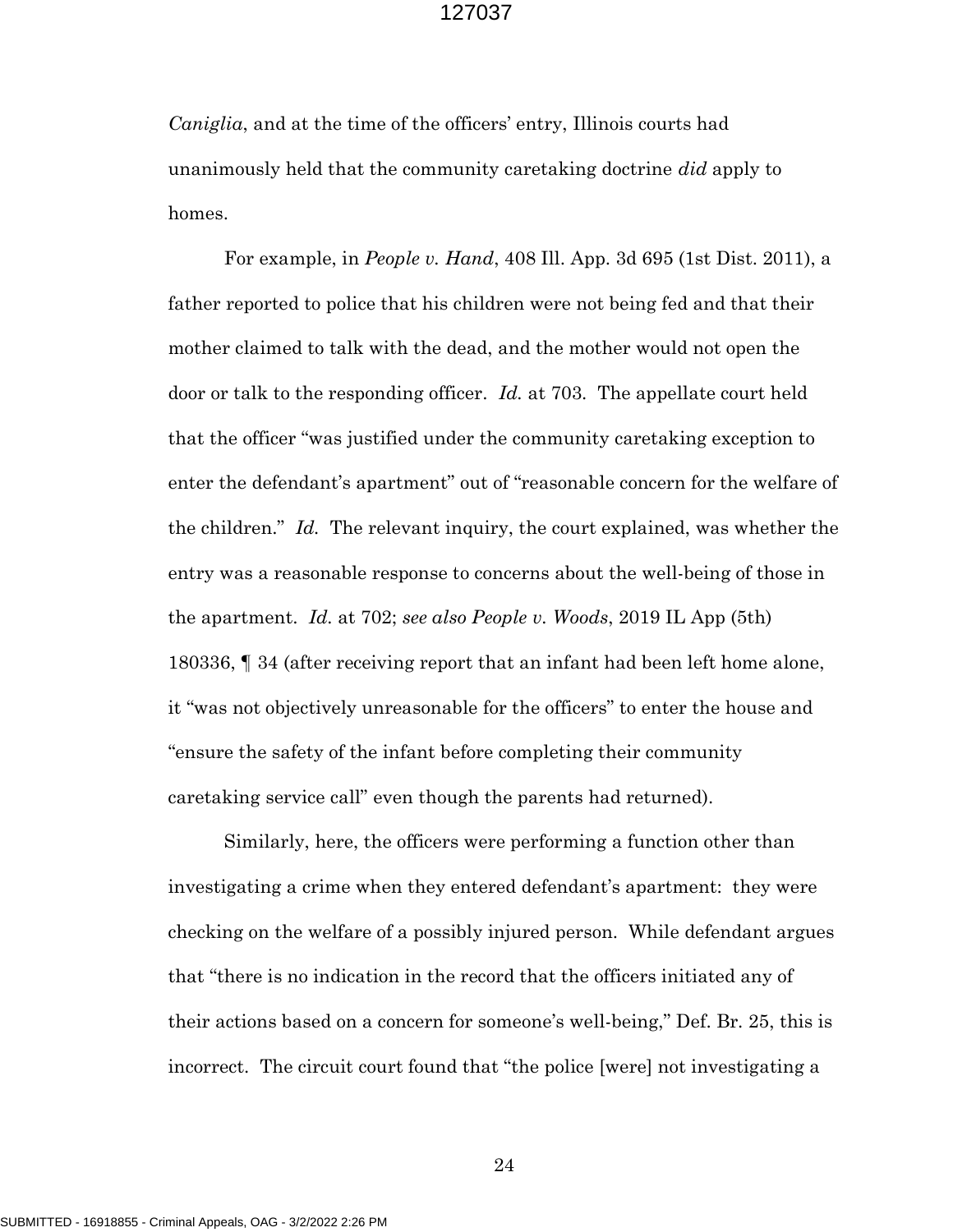*Caniglia*, and at the time of the officers' entry, Illinois courts had unanimously held that the community caretaking doctrine *did* apply to homes.

For example, in *People v. Hand*, 408 Ill. App. 3d 695 (1st Dist. 2011), a father reported to police that his children were not being fed and that their mother claimed to talk with the dead, and the mother would not open the door or talk to the responding officer. *Id.* at 703. The appellate court held that the officer "was justified under the community caretaking exception to enter the defendant's apartment" out of "reasonable concern for the welfare of the children." *Id.* The relevant inquiry, the court explained, was whether the entry was a reasonable response to concerns about the well-being of those in the apartment. *Id.* at 702; *see also People v. Woods*, 2019 IL App (5th) 180336, ¶ 34 (after receiving report that an infant had been left home alone, it "was not objectively unreasonable for the officers" to enter the house and "ensure the safety of the infant before completing their community caretaking service call" even though the parents had returned).

Similarly, here, the officers were performing a function other than investigating a crime when they entered defendant's apartment: they were checking on the welfare of a possibly injured person. While defendant argues that "there is no indication in the record that the officers initiated any of their actions based on a concern for someone's well-being," Def. Br. 25, this is incorrect. The circuit court found that "the police [were] not investigating a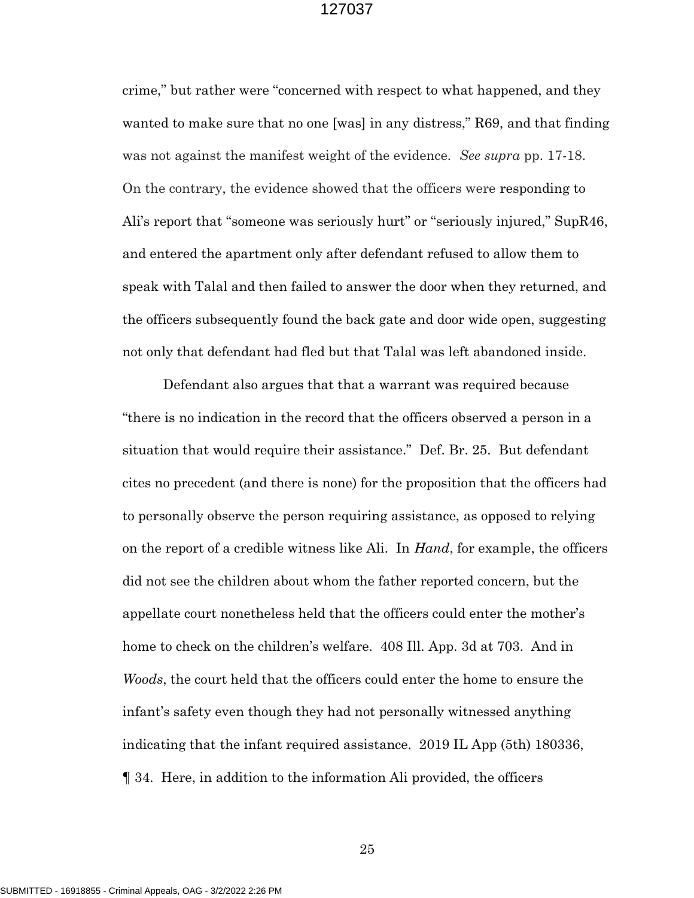crime," but rather were "concerned with respect to what happened, and they wanted to make sure that no one [was] in any distress," R69, and that finding was not against the manifest weight of the evidence. *See supra* pp. 17-18. On the contrary, the evidence showed that the officers were responding to Ali's report that "someone was seriously hurt" or "seriously injured," SupR46, and entered the apartment only after defendant refused to allow them to speak with Talal and then failed to answer the door when they returned, and the officers subsequently found the back gate and door wide open, suggesting not only that defendant had fled but that Talal was left abandoned inside.

Defendant also argues that that a warrant was required because "there is no indication in the record that the officers observed a person in a situation that would require their assistance." Def. Br. 25. But defendant cites no precedent (and there is none) for the proposition that the officers had to personally observe the person requiring assistance, as opposed to relying on the report of a credible witness like Ali. In *Hand*, for example, the officers did not see the children about whom the father reported concern, but the appellate court nonetheless held that the officers could enter the mother's home to check on the children's welfare. 408 Ill. App. 3d at 703. And in *Woods*, the court held that the officers could enter the home to ensure the infant's safety even though they had not personally witnessed anything indicating that the infant required assistance. 2019 IL App (5th) 180336, ¶ 34. Here, in addition to the information Ali provided, the officers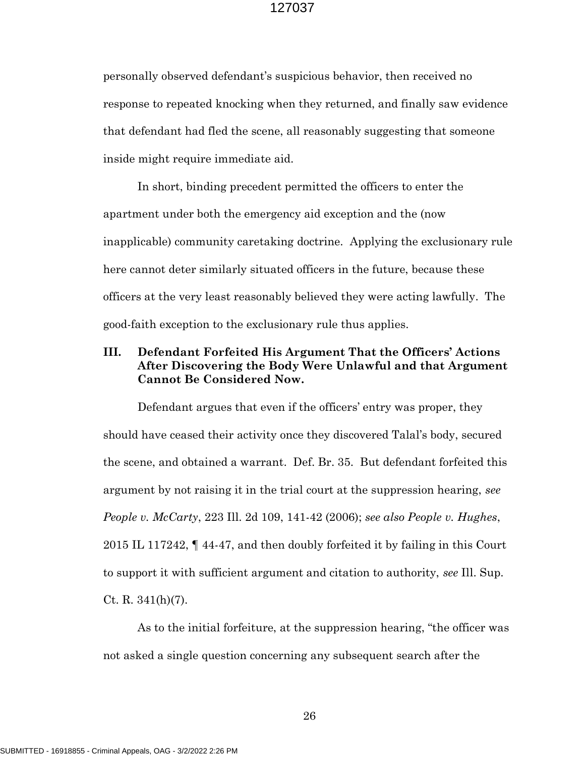personally observed defendant's suspicious behavior, then received no response to repeated knocking when they returned, and finally saw evidence that defendant had fled the scene, all reasonably suggesting that someone inside might require immediate aid.

In short, binding precedent permitted the officers to enter the apartment under both the emergency aid exception and the (now inapplicable) community caretaking doctrine. Applying the exclusionary rule here cannot deter similarly situated officers in the future, because these officers at the very least reasonably believed they were acting lawfully. The good-faith exception to the exclusionary rule thus applies.

## III. Defendant Forfeited His Argument That the Officers' Actions After Discovering the Body Were Unlawful and that Argument Cannot Be Considered Now.

Defendant argues that even if the officers' entry was proper, they should have ceased their activity once they discovered Talal's body, secured the scene, and obtained a warrant. Def. Br. 35. But defendant forfeited this argument by not raising it in the trial court at the suppression hearing, *see People v. McCarty*, 223 Ill. 2d 109, 141-42 (2006); *see also People v. Hughes*, 2015 IL 117242, ¶ 44-47, and then doubly forfeited it by failing in this Court to support it with sufficient argument and citation to authority, *see* Ill. Sup. Ct. R. 341(h)(7).

As to the initial forfeiture, at the suppression hearing, "the officer was not asked a single question concerning any subsequent search after the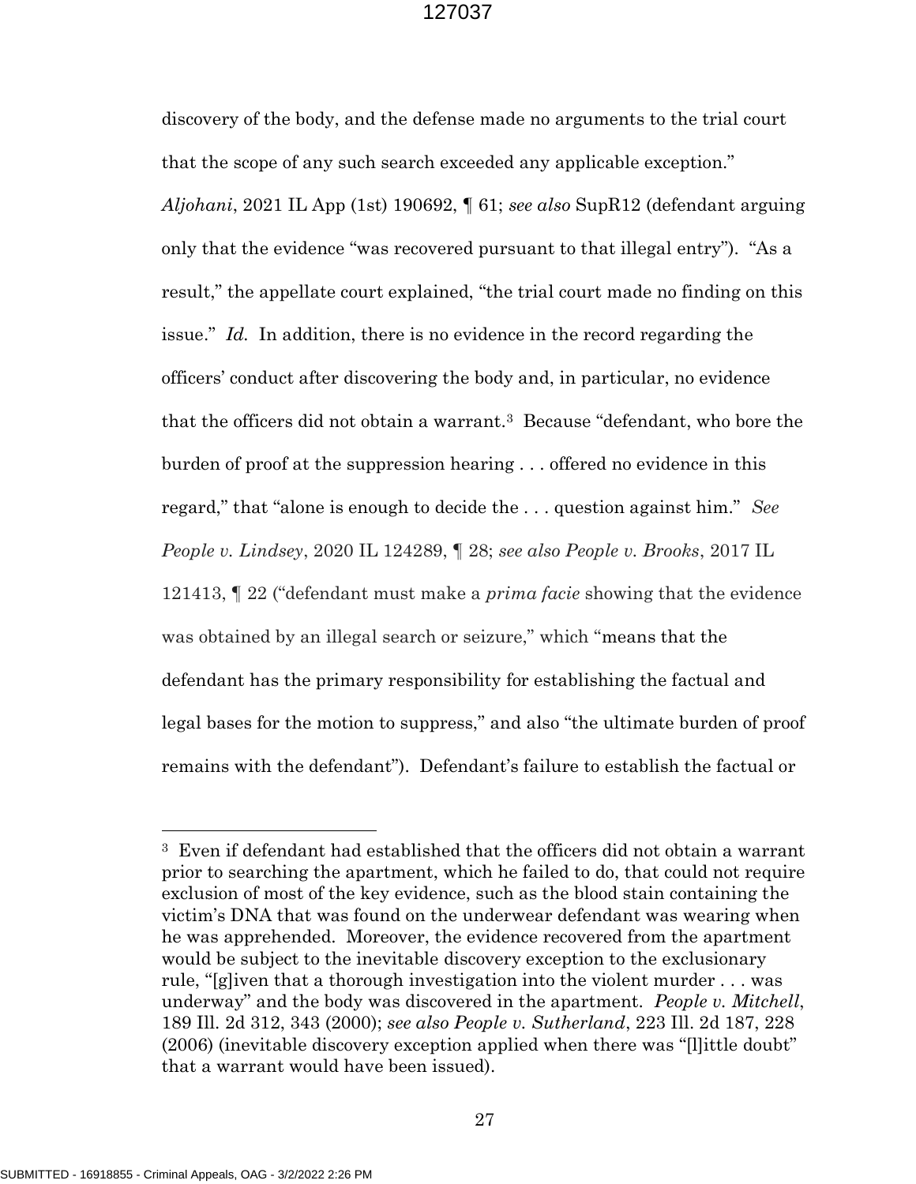discovery of the body, and the defense made no arguments to the trial court that the scope of any such search exceeded any applicable exception." *Aljohani*, 2021 IL App (1st) 190692, ¶ 61; *see also* SupR12 (defendant arguing only that the evidence "was recovered pursuant to that illegal entry"). "As a result," the appellate court explained, "the trial court made no finding on this issue." *Id.* In addition, there is no evidence in the record regarding the officers' conduct after discovering the body and, in particular, no evidence that the officers did not obtain a warrant.[3] Because "defendant, who bore the burden of proof at the suppression hearing . . . offered no evidence in this regard," that "alone is enough to decide the . . . question against him." *See People v. Lindsey*, 2020 IL 124289, ¶ 28; *see also People v. Brooks*, 2017 IL 121413, ¶ 22 ("defendant must make a *prima facie* showing that the evidence was obtained by an illegal search or seizure," which "means that the defendant has the primary responsibility for establishing the factual and legal bases for the motion to suppress," and also "the ultimate burden of proof remains with the defendant"). Defendant's failure to establish the factual or

---

[3] Even if defendant had established that the officers did not obtain a warrant prior to searching the apartment, which he failed to do, that could not require exclusion of most of the key evidence, such as the blood stain containing the victim's DNA that was found on the underwear defendant was wearing when he was apprehended. Moreover, the evidence recovered from the apartment would be subject to the inevitable discovery exception to the exclusionary rule, "[g]iven that a thorough investigation into the violent murder . . . was underway" and the body was discovered in the apartment. *People v. Mitchell*, 189 Ill. 2d 312, 343 (2000); *see also People v. Sutherland*, 223 Ill. 2d 187, 228 (2006) (inevitable discovery exception applied when there was "[l]ittle doubt" that a warrant would have been issued).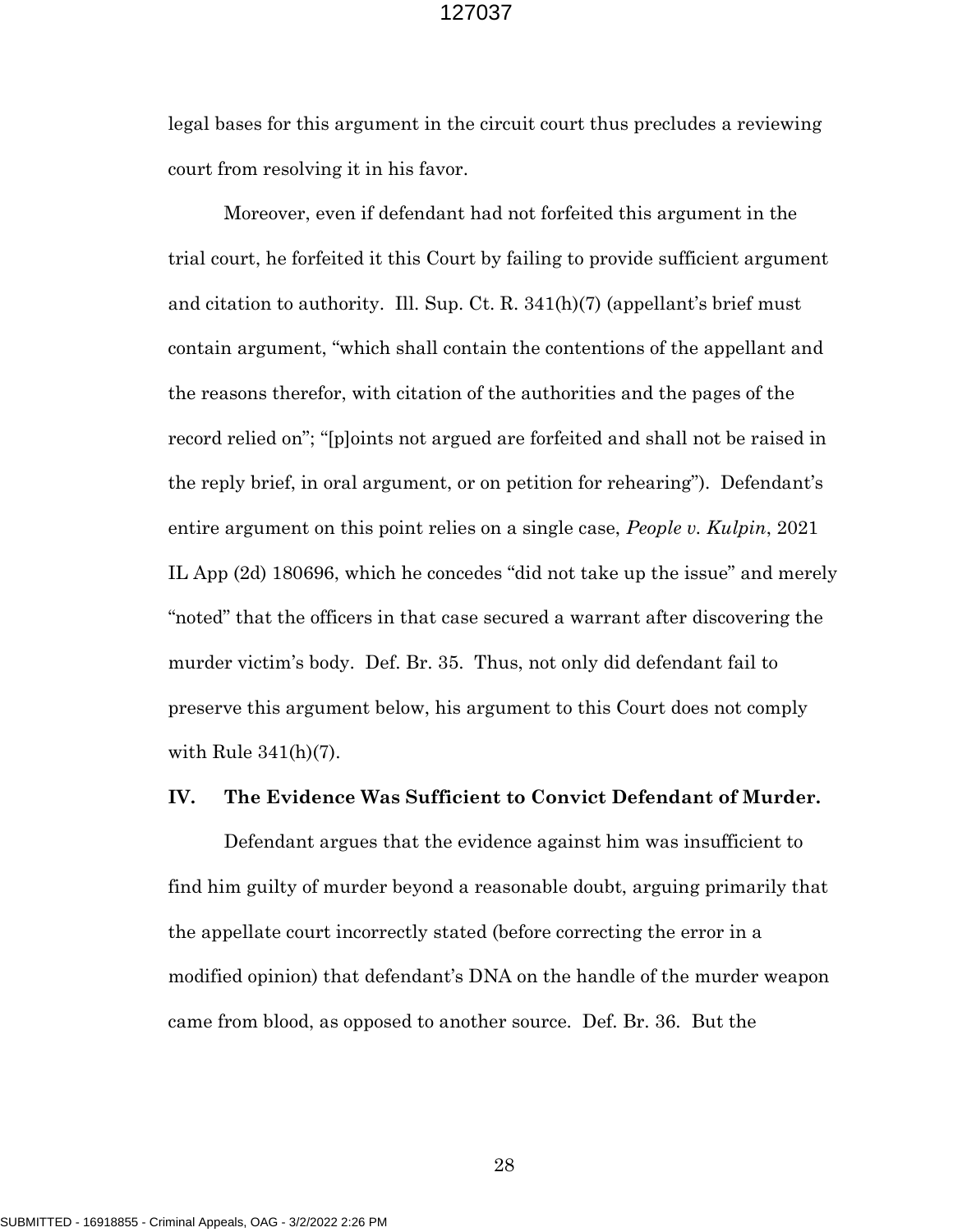legal bases for this argument in the circuit court thus precludes a reviewing court from resolving it in his favor.

Moreover, even if defendant had not forfeited this argument in the trial court, he forfeited it this Court by failing to provide sufficient argument and citation to authority. Ill. Sup. Ct. R. 341(h)(7) (appellant's brief must contain argument, "which shall contain the contentions of the appellant and the reasons therefor, with citation of the authorities and the pages of the record relied on"; "[p]oints not argued are forfeited and shall not be raised in the reply brief, in oral argument, or on petition for rehearing"). Defendant's entire argument on this point relies on a single case, *People v. Kulpin*, 2021 IL App (2d) 180696, which he concedes "did not take up the issue" and merely "noted" that the officers in that case secured a warrant after discovering the murder victim's body. Def. Br. 35. Thus, not only did defendant fail to preserve this argument below, his argument to this Court does not comply with Rule 341(h)(7).

## IV. The Evidence Was Sufficient to Convict Defendant of Murder.

Defendant argues that the evidence against him was insufficient to find him guilty of murder beyond a reasonable doubt, arguing primarily that the appellate court incorrectly stated (before correcting the error in a modified opinion) that defendant's DNA on the handle of the murder weapon came from blood, as opposed to another source. Def. Br. 36. But the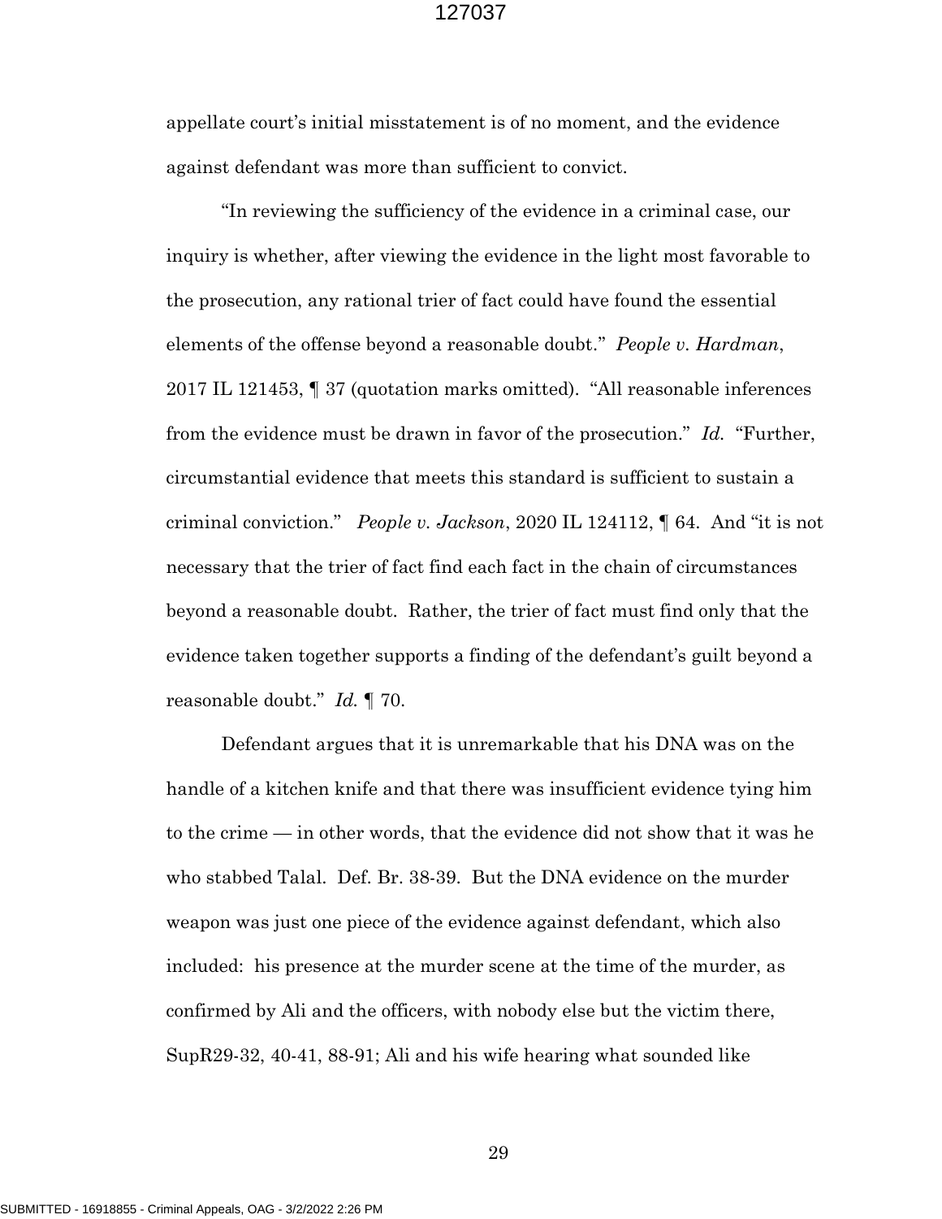appellate court's initial misstatement is of no moment, and the evidence against defendant was more than sufficient to convict.

"In reviewing the sufficiency of the evidence in a criminal case, our inquiry is whether, after viewing the evidence in the light most favorable to the prosecution, any rational trier of fact could have found the essential elements of the offense beyond a reasonable doubt." *People v. Hardman*, 2017 IL 121453, ¶ 37 (quotation marks omitted). "All reasonable inferences from the evidence must be drawn in favor of the prosecution." *Id.* "Further, circumstantial evidence that meets this standard is sufficient to sustain a criminal conviction." *People v. Jackson*, 2020 IL 124112, ¶ 64. And "it is not necessary that the trier of fact find each fact in the chain of circumstances beyond a reasonable doubt. Rather, the trier of fact must find only that the evidence taken together supports a finding of the defendant's guilt beyond a reasonable doubt." *Id.* ¶ 70.

Defendant argues that it is unremarkable that his DNA was on the handle of a kitchen knife and that there was insufficient evidence tying him to the crime — in other words, that the evidence did not show that it was he who stabbed Talal. Def. Br. 38-39. But the DNA evidence on the murder weapon was just one piece of the evidence against defendant, which also included: his presence at the murder scene at the time of the murder, as confirmed by Ali and the officers, with nobody else but the victim there, SupR29-32, 40-41, 88-91; Ali and his wife hearing what sounded like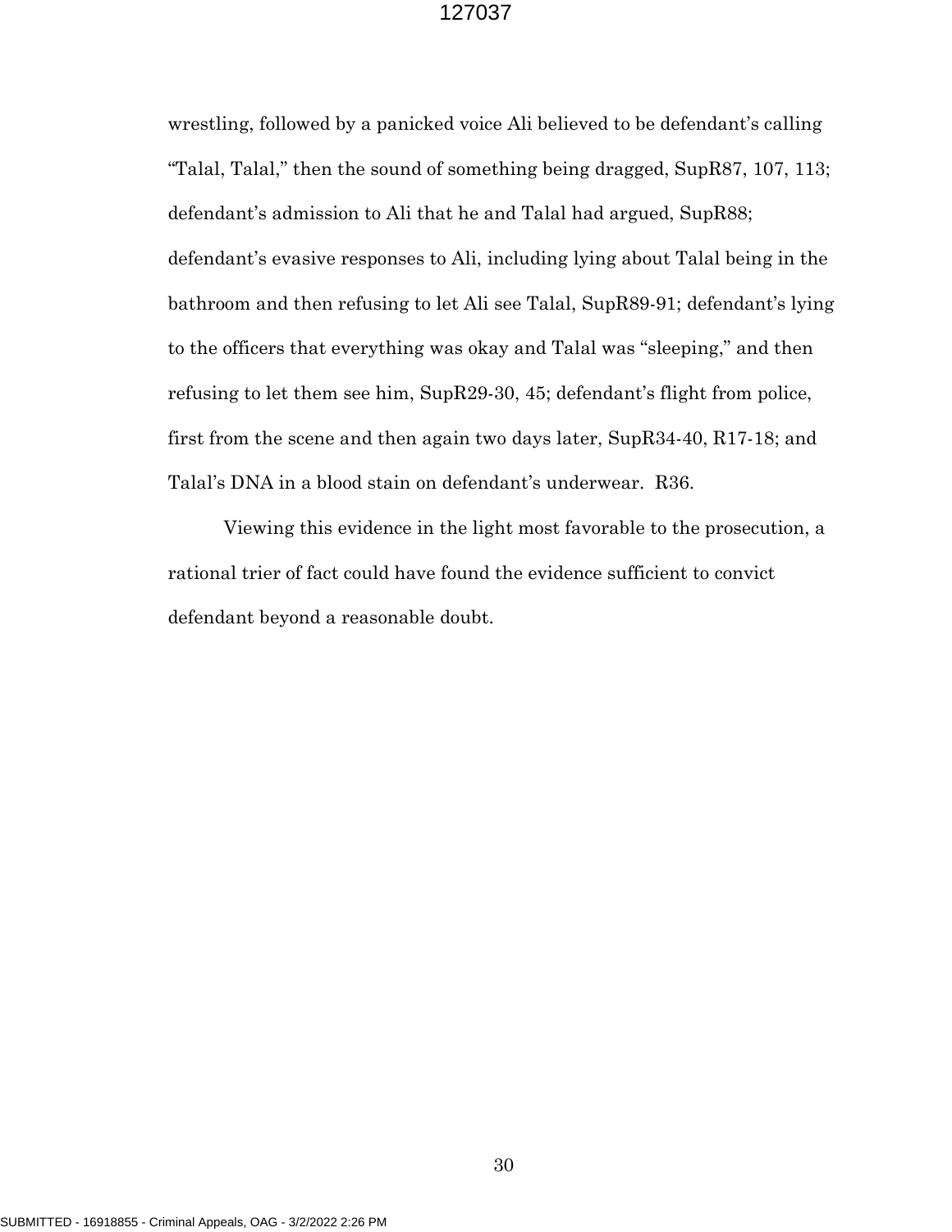wrestling, followed by a panicked voice Ali believed to be defendant's calling "Talal, Talal," then the sound of something being dragged, SupR87, 107, 113; defendant's admission to Ali that he and Talal had argued, SupR88; defendant's evasive responses to Ali, including lying about Talal being in the bathroom and then refusing to let Ali see Talal, SupR89-91; defendant's lying to the officers that everything was okay and Talal was "sleeping," and then refusing to let them see him, SupR29-30, 45; defendant's flight from police, first from the scene and then again two days later, SupR34-40, R17-18; and Talal's DNA in a blood stain on defendant's underwear. R36.

Viewing this evidence in the light most favorable to the prosecution, a rational trier of fact could have found the evidence sufficient to convict defendant beyond a reasonable doubt.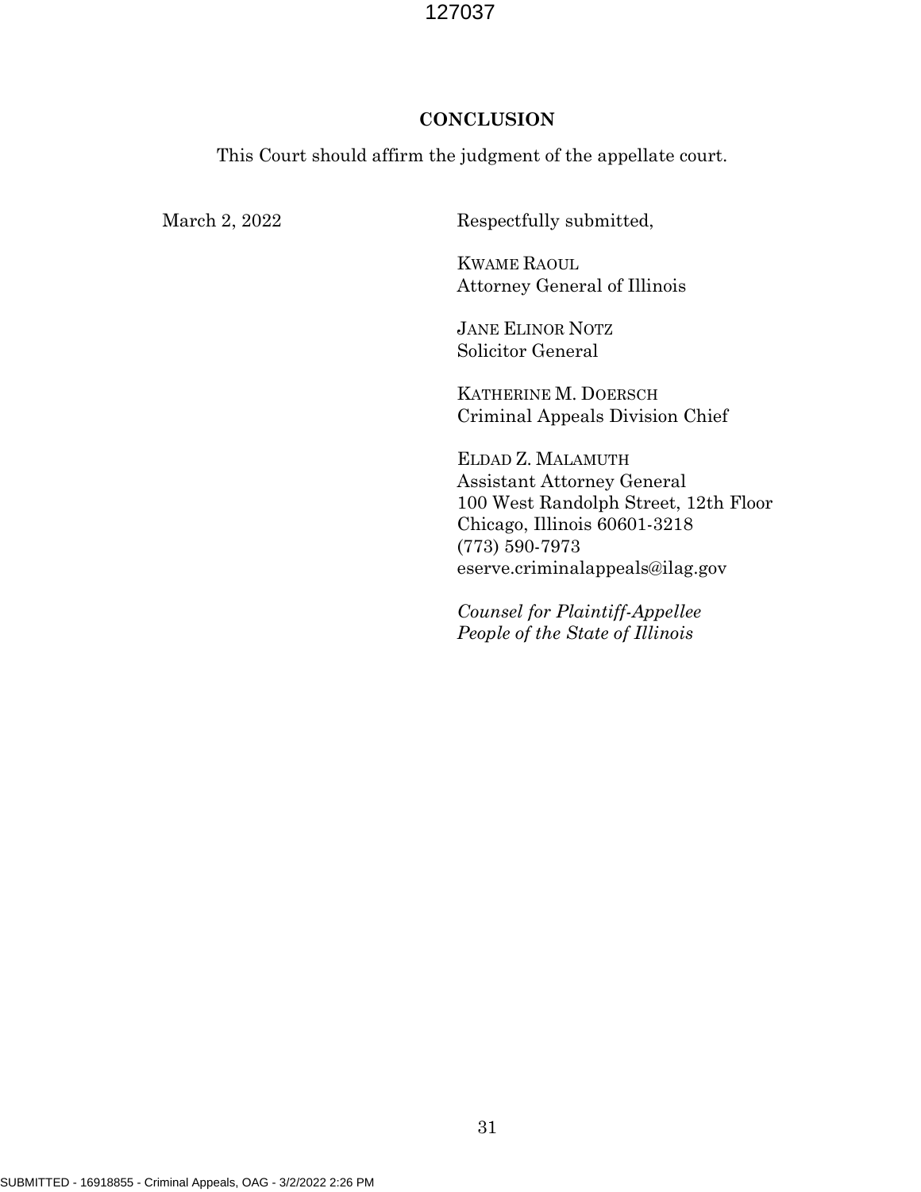## CONCLUSION

This Court should affirm the judgment of the appellate court.

March 2, 2022

Respectfully submitted,

KWAME RAOUL
Attorney General of Illinois

JANE ELINOR NOTZ
Solicitor General

KATHERINE M. DOERSCH
Criminal Appeals Division Chief

ELDAD Z. MALAMUTH
Assistant Attorney General
100 West Randolph Street, 12th Floor
Chicago, Illinois 60601-3218
(773) 590-7973
eserve.criminalappeals@ilag.gov

*Counsel for Plaintiff-Appellee*
*People of the State of Illinois*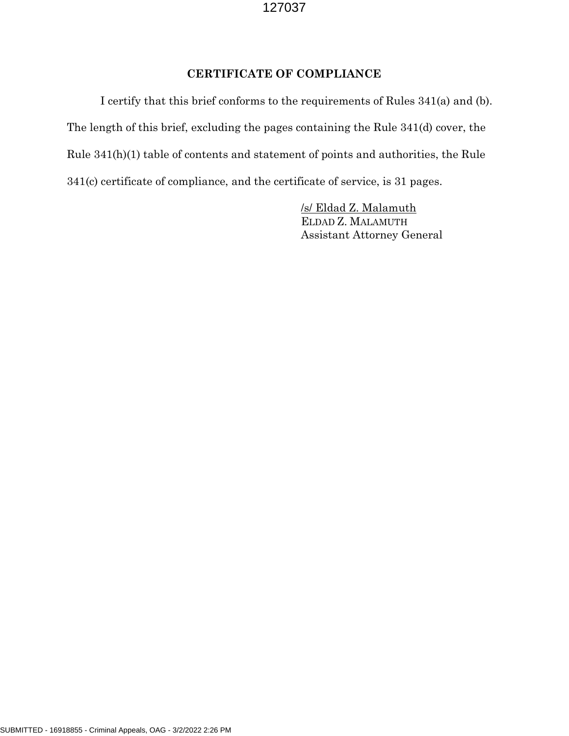## CERTIFICATE OF COMPLIANCE

I certify that this brief conforms to the requirements of Rules 341(a) and (b). The length of this brief, excluding the pages containing the Rule 341(d) cover, the Rule 341(h)(1) table of contents and statement of points and authorities, the Rule 341(c) certificate of compliance, and the certificate of service, is 31 pages.

/s/ Eldad Z. Malamuth
ELDAD Z. MALAMUTH
Assistant Attorney General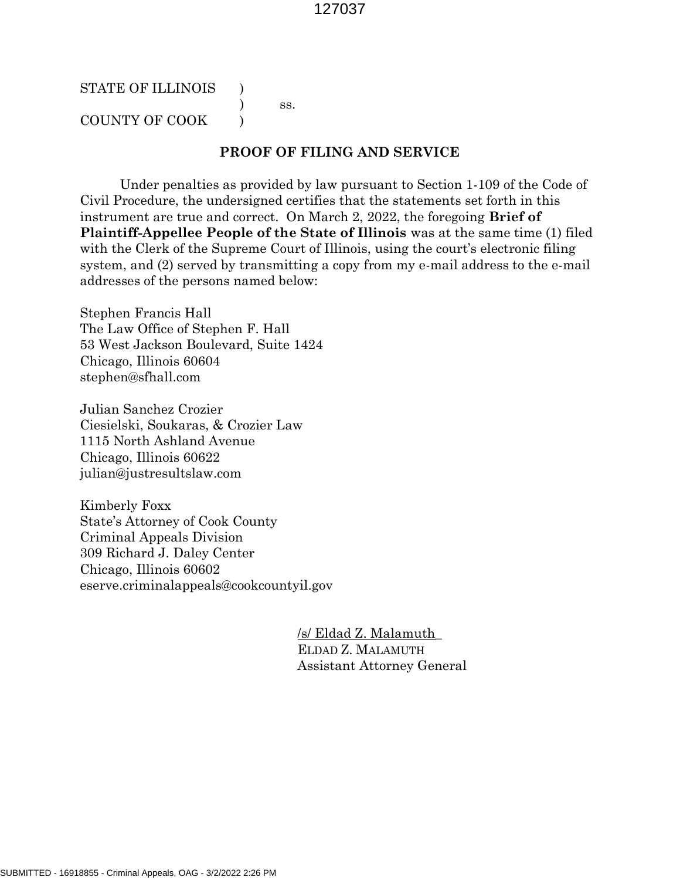STATE OF ILLINOIS )
) ss.
COUNTY OF COOK )

**PROOF OF FILING AND SERVICE**

Under penalties as provided by law pursuant to Section 1-109 of the Code of Civil Procedure, the undersigned certifies that the statements set forth in this instrument are true and correct. On March 2, 2022, the foregoing **Brief of Plaintiff-Appellee People of the State of Illinois** was at the same time (1) filed with the Clerk of the Supreme Court of Illinois, using the court's electronic filing system, and (2) served by transmitting a copy from my e-mail address to the e-mail addresses of the persons named below:

Stephen Francis Hall
The Law Office of Stephen F. Hall
53 West Jackson Boulevard, Suite 1424
Chicago, Illinois 60604
stephen@sfhall.com

Julian Sanchez Crozier
Ciesielski, Soukaras, & Crozier Law
1115 North Ashland Avenue
Chicago, Illinois 60622
julian@justresultslaw.com

Kimberly Foxx
State's Attorney of Cook County
Criminal Appeals Division
309 Richard J. Daley Center
Chicago, Illinois 60602
eserve.criminalappeals@cookcountyil.gov

/s/ Eldad Z. Malamuth
ELDAD Z. MALAMUTH
Assistant Attorney General